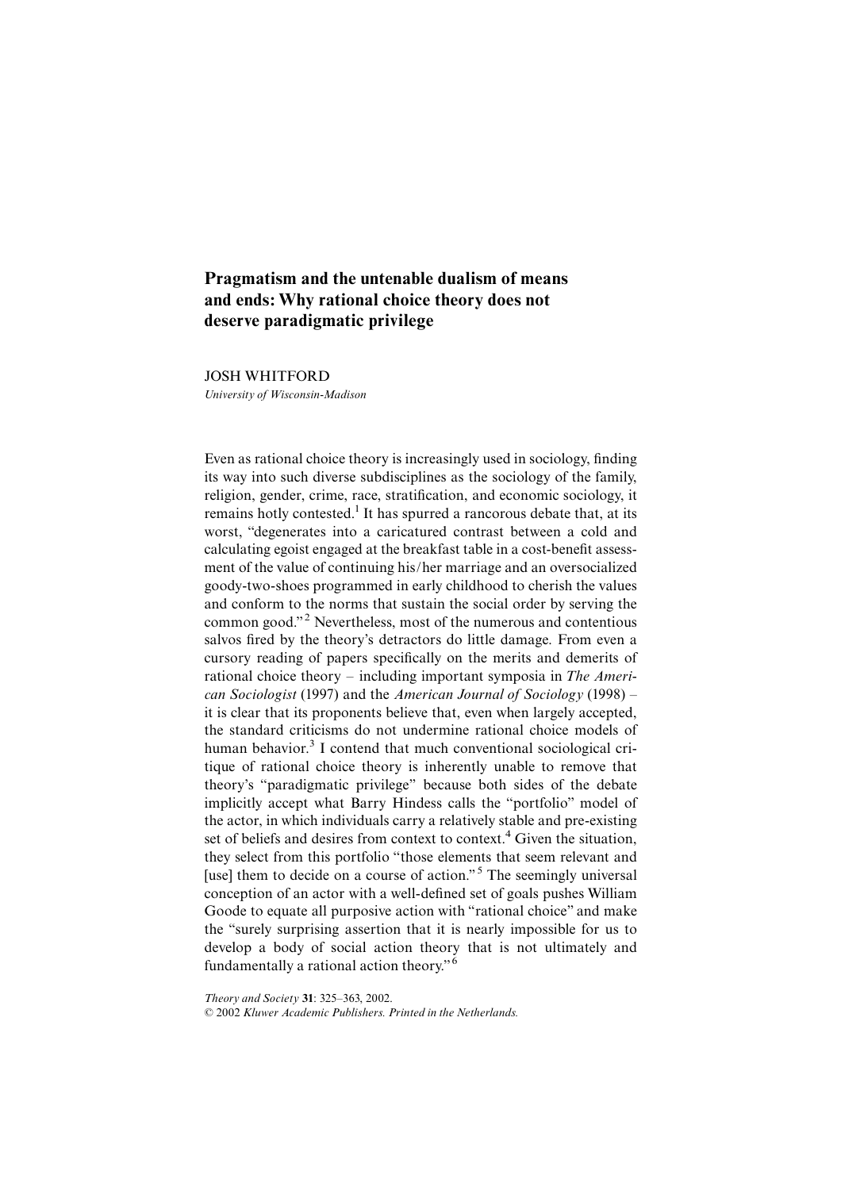# Pragmatism and the untenable dualism of means and ends: Why rational choice theory does not deserve paradigmatic privilege

JOSH WHITFORD

*University of Wisconsin-Madison*

Even as rational choice theory is increasingly used in sociology, finding its way into such diverse subdisciplines as the sociology of the family, religion, gender, crime, race, stratification, and economic sociology, it remains hotly contested.[1] It has spurred a rancorous debate that, at its worst, "degenerates into a caricatured contrast between a cold and calculating egoist engaged at the breakfast table in a cost-benefit assessment of the value of continuing his/her marriage and an oversocialized goody-two-shoes programmed in early childhood to cherish the values and conform to the norms that sustain the social order by serving the common good."[2] Nevertheless, most of the numerous and contentious salvos fired by the theory's detractors do little damage. From even a cursory reading of papers specifically on the merits and demerits of rational choice theory – including important symposia in *The American Sociologist* (1997) and the *American Journal of Sociology* (1998) – it is clear that its proponents believe that, even when largely accepted, the standard criticisms do not undermine rational choice models of human behavior.[3] I contend that much conventional sociological critique of rational choice theory is inherently unable to remove that theory's "paradigmatic privilege" because both sides of the debate implicitly accept what Barry Hindess calls the "portfolio" model of the actor, in which individuals carry a relatively stable and pre-existing set of beliefs and desires from context to context.[4] Given the situation, they select from this portfolio "those elements that seem relevant and [use] them to decide on a course of action."[5] The seemingly universal conception of an actor with a well-defined set of goals pushes William Goode to equate all purposive action with "rational choice" and make the "surely surprising assertion that it is nearly impossible for us to develop a body of social action theory that is not ultimately and fundamentally a rational action theory."[6]

*Theory and Society* **31**: 325–363, 2002.
© 2002 *Kluwer Academic Publishers. Printed in the Netherlands.*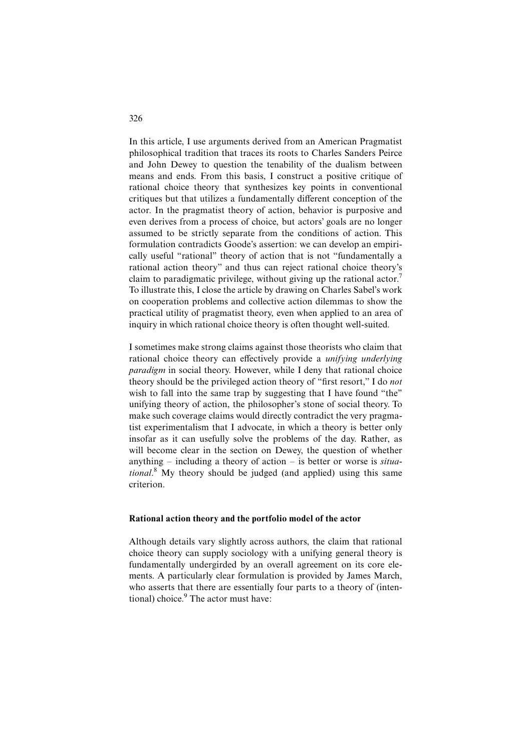In this article, I use arguments derived from an American Pragmatist philosophical tradition that traces its roots to Charles Sanders Peirce and John Dewey to question the tenability of the dualism between means and ends. From this basis, I construct a positive critique of rational choice theory that synthesizes key points in conventional critiques but that utilizes a fundamentally different conception of the actor. In the pragmatist theory of action, behavior is purposive and even derives from a process of choice, but actors' goals are no longer assumed to be strictly separate from the conditions of action. This formulation contradicts Goode's assertion: we can develop an empirically useful "rational" theory of action that is not "fundamentally a rational action theory" and thus can reject rational choice theory's claim to paradigmatic privilege, without giving up the rational actor.[7] To illustrate this, I close the article by drawing on Charles Sabel's work on cooperation problems and collective action dilemmas to show the practical utility of pragmatist theory, even when applied to an area of inquiry in which rational choice theory is often thought well-suited.

I sometimes make strong claims against those theorists who claim that rational choice theory can effectively provide a *unifying underlying paradigm* in social theory. However, while I deny that rational choice theory should be the privileged action theory of "first resort," I do *not* wish to fall into the same trap by suggesting that I have found "the" unifying theory of action, the philosopher's stone of social theory. To make such coverage claims would directly contradict the very pragmatist experimentalism that I advocate, in which a theory is better only insofar as it can usefully solve the problems of the day. Rather, as will become clear in the section on Dewey, the question of whether anything – including a theory of action – is better or worse is *situational*.[8] My theory should be judged (and applied) using this same criterion.

### Rational action theory and the portfolio model of the actor

Although details vary slightly across authors, the claim that rational choice theory can supply sociology with a unifying general theory is fundamentally undergirded by an overall agreement on its core elements. A particularly clear formulation is provided by James March, who asserts that there are essentially four parts to a theory of (intentional) choice.[9] The actor must have: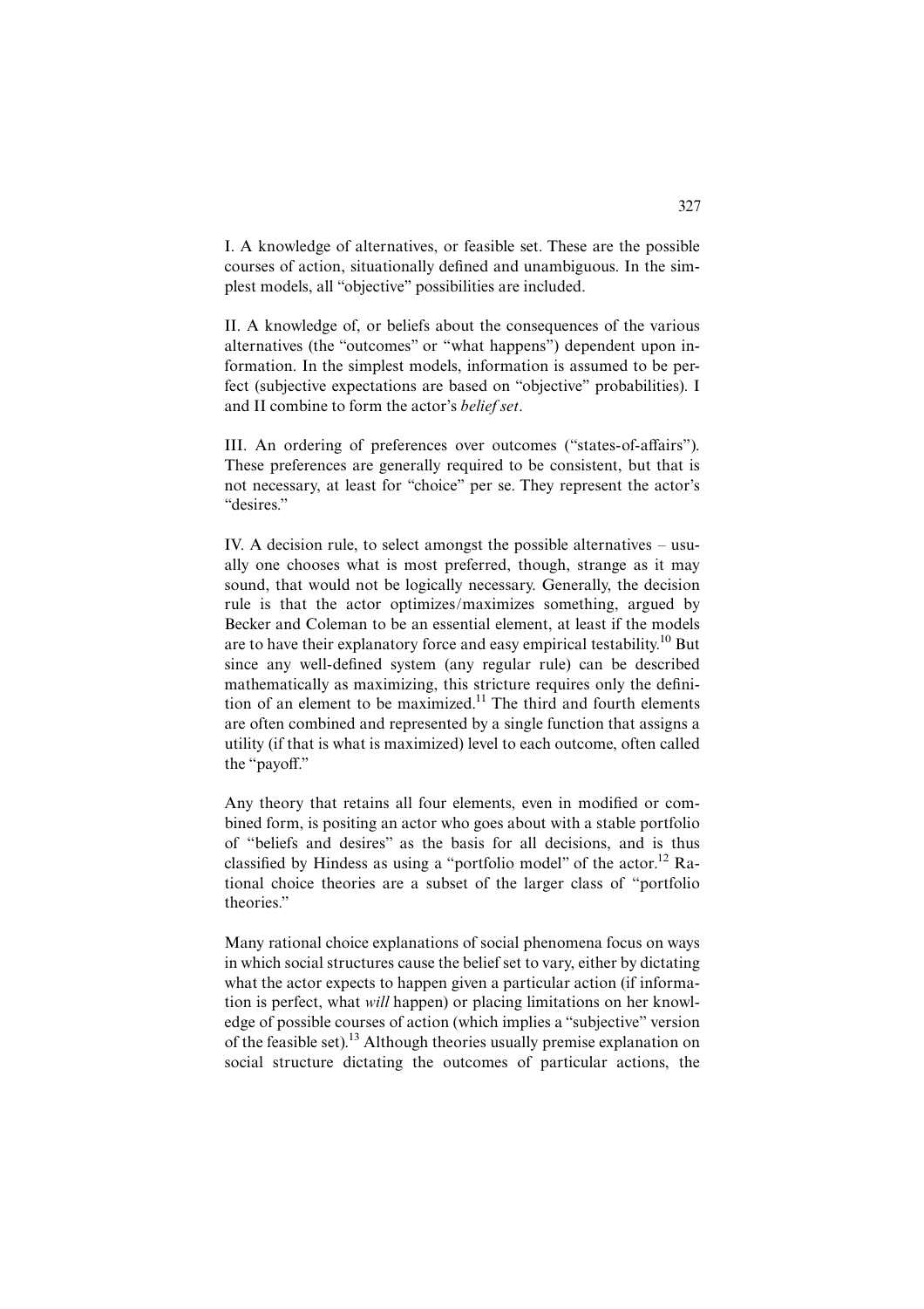I. A knowledge of alternatives, or feasible set. These are the possible courses of action, situationally defined and unambiguous. In the simplest models, all "objective" possibilities are included.

II. A knowledge of, or beliefs about the consequences of the various alternatives (the "outcomes" or "what happens") dependent upon information. In the simplest models, information is assumed to be perfect (subjective expectations are based on "objective" probabilities). I and II combine to form the actor's *belief set*.

III. An ordering of preferences over outcomes ("states-of-affairs"). These preferences are generally required to be consistent, but that is not necessary, at least for "choice" per se. They represent the actor's "desires."

IV. A decision rule, to select amongst the possible alternatives – usually one chooses what is most preferred, though, strange as it may sound, that would not be logically necessary. Generally, the decision rule is that the actor optimizes/maximizes something, argued by Becker and Coleman to be an essential element, at least if the models are to have their explanatory force and easy empirical testability.[10] But since any well-defined system (any regular rule) can be described mathematically as maximizing, this stricture requires only the definition of an element to be maximized.[11] The third and fourth elements are often combined and represented by a single function that assigns a utility (if that is what is maximized) level to each outcome, often called the "payoff."

Any theory that retains all four elements, even in modified or combined form, is positing an actor who goes about with a stable portfolio of "beliefs and desires" as the basis for all decisions, and is thus classified by Hindess as using a "portfolio model" of the actor.[12] Rational choice theories are a subset of the larger class of "portfolio theories."

Many rational choice explanations of social phenomena focus on ways in which social structures cause the belief set to vary, either by dictating what the actor expects to happen given a particular action (if information is perfect, what *will* happen) or placing limitations on her knowledge of possible courses of action (which implies a "subjective" version of the feasible set).[13] Although theories usually premise explanation on social structure dictating the outcomes of particular actions, the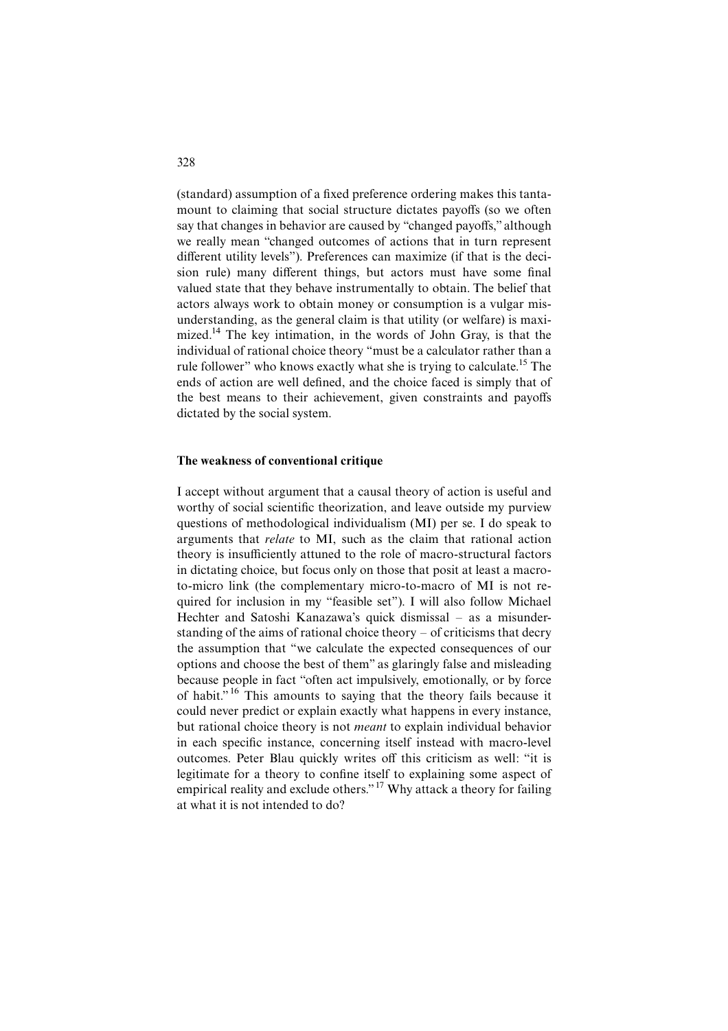(standard) assumption of a fixed preference ordering makes this tantamount to claiming that social structure dictates payoffs (so we often say that changes in behavior are caused by "changed payoffs," although we really mean "changed outcomes of actions that in turn represent different utility levels"). Preferences can maximize (if that is the decision rule) many different things, but actors must have some final valued state that they behave instrumentally to obtain. The belief that actors always work to obtain money or consumption is a vulgar misunderstanding, as the general claim is that utility (or welfare) is maximized.[14] The key intimation, in the words of John Gray, is that the individual of rational choice theory "must be a calculator rather than a rule follower" who knows exactly what she is trying to calculate.[15] The ends of action are well defined, and the choice faced is simply that of the best means to their achievement, given constraints and payoffs dictated by the social system.

## The weakness of conventional critique

I accept without argument that a causal theory of action is useful and worthy of social scientific theorization, and leave outside my purview questions of methodological individualism (MI) per se. I do speak to arguments that *relate* to MI, such as the claim that rational action theory is insufficiently attuned to the role of macro-structural factors in dictating choice, but focus only on those that posit at least a macro-to-micro link (the complementary micro-to-macro of MI is not required for inclusion in my "feasible set"). I will also follow Michael Hechter and Satoshi Kanazawa's quick dismissal – as a misunderstanding of the aims of rational choice theory – of criticisms that decry the assumption that "we calculate the expected consequences of our options and choose the best of them" as glaringly false and misleading because people in fact "often act impulsively, emotionally, or by force of habit."[16] This amounts to saying that the theory fails because it could never predict or explain exactly what happens in every instance, but rational choice theory is not *meant* to explain individual behavior in each specific instance, concerning itself instead with macro-level outcomes. Peter Blau quickly writes off this criticism as well: "it is legitimate for a theory to confine itself to explaining some aspect of empirical reality and exclude others."[17] Why attack a theory for failing at what it is not intended to do?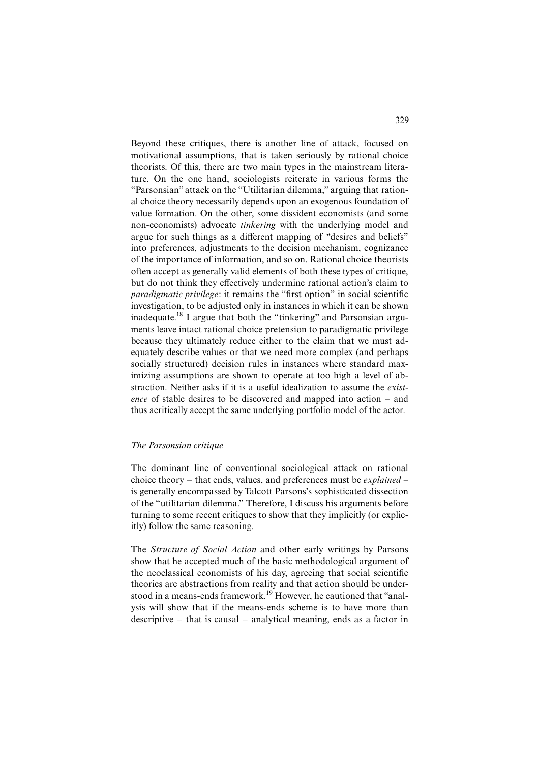Beyond these critiques, there is another line of attack, focused on motivational assumptions, that is taken seriously by rational choice theorists. Of this, there are two main types in the mainstream literature. On the one hand, sociologists reiterate in various forms the "Parsonsian" attack on the "Utilitarian dilemma," arguing that rational choice theory necessarily depends upon an exogenous foundation of value formation. On the other, some dissident economists (and some non-economists) advocate *tinkering* with the underlying model and argue for such things as a different mapping of "desires and beliefs" into preferences, adjustments to the decision mechanism, cognizance of the importance of information, and so on. Rational choice theorists often accept as generally valid elements of both these types of critique, but do not think they effectively undermine rational action's claim to *paradigmatic privilege*: it remains the "first option" in social scientific investigation, to be adjusted only in instances in which it can be shown inadequate.[18] I argue that both the "tinkering" and Parsonsian arguments leave intact rational choice pretension to paradigmatic privilege because they ultimately reduce either to the claim that we must adequately describe values or that we need more complex (and perhaps socially structured) decision rules in instances where standard maximizing assumptions are shown to operate at too high a level of abstraction. Neither asks if it is a useful idealization to assume the *existence* of stable desires to be discovered and mapped into action – and thus acritically accept the same underlying portfolio model of the actor.

### *The Parsonsian critique*

The dominant line of conventional sociological attack on rational choice theory – that ends, values, and preferences must be *explained* – is generally encompassed by Talcott Parsons's sophisticated dissection of the "utilitarian dilemma." Therefore, I discuss his arguments before turning to some recent critiques to show that they implicitly (or explicitly) follow the same reasoning.

The *Structure of Social Action* and other early writings by Parsons show that he accepted much of the basic methodological argument of the neoclassical economists of his day, agreeing that social scientific theories are abstractions from reality and that action should be understood in a means-ends framework.[19] However, he cautioned that "analysis will show that if the means-ends scheme is to have more than descriptive – that is causal – analytical meaning, ends as a factor in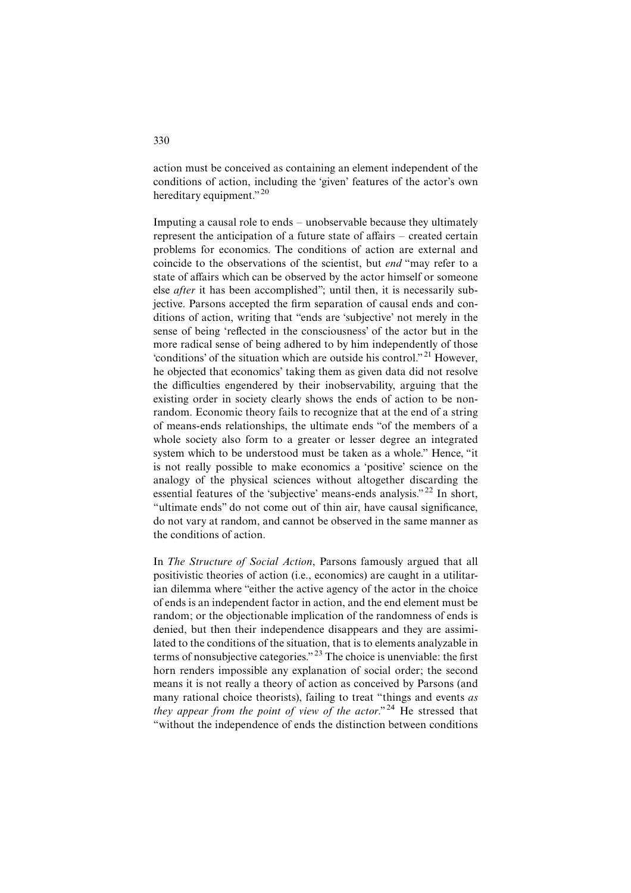action must be conceived as containing an element independent of the conditions of action, including the 'given' features of the actor's own hereditary equipment."[20]

Imputing a causal role to ends – unobservable because they ultimately represent the anticipation of a future state of affairs – created certain problems for economics. The conditions of action are external and coincide to the observations of the scientist, but *end* "may refer to a state of affairs which can be observed by the actor himself or someone else *after* it has been accomplished"; until then, it is necessarily subjective. Parsons accepted the firm separation of causal ends and conditions of action, writing that "ends are 'subjective' not merely in the sense of being 'reflected in the consciousness' of the actor but in the more radical sense of being adhered to by him independently of those 'conditions' of the situation which are outside his control."[21] However, he objected that economics' taking them as given data did not resolve the difficulties engendered by their inobservability, arguing that the existing order in society clearly shows the ends of action to be non-random. Economic theory fails to recognize that at the end of a string of means-ends relationships, the ultimate ends "of the members of a whole society also form to a greater or lesser degree an integrated system which to be understood must be taken as a whole." Hence, "it is not really possible to make economics a 'positive' science on the analogy of the physical sciences without altogether discarding the essential features of the 'subjective' means-ends analysis."[22] In short, "ultimate ends" do not come out of thin air, have causal significance, do not vary at random, and cannot be observed in the same manner as the conditions of action.

In *The Structure of Social Action*, Parsons famously argued that all positivistic theories of action (i.e., economics) are caught in a utilitarian dilemma where "either the active agency of the actor in the choice of ends is an independent factor in action, and the end element must be random; or the objectionable implication of the randomness of ends is denied, but then their independence disappears and they are assimilated to the conditions of the situation, that is to elements analyzable in terms of nonsubjective categories."[23] The choice is unenviable: the first horn renders impossible any explanation of social order; the second means it is not really a theory of action as conceived by Parsons (and many rational choice theorists), failing to treat "things and events *as they appear from the point of view of the actor*."[24] He stressed that "without the independence of ends the distinction between conditions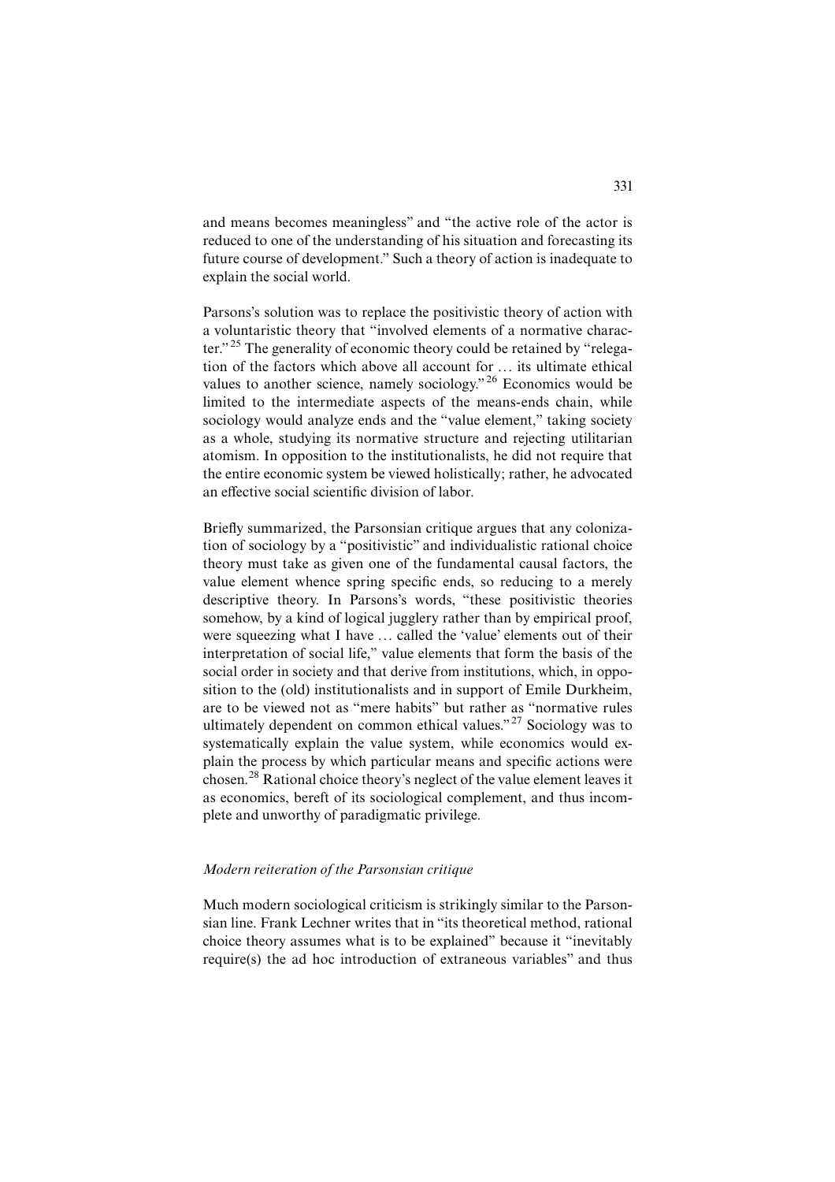and means becomes meaningless" and "the active role of the actor is reduced to one of the understanding of his situation and forecasting its future course of development." Such a theory of action is inadequate to explain the social world.

Parsons's solution was to replace the positivistic theory of action with a voluntaristic theory that "involved elements of a normative character."[25] The generality of economic theory could be retained by "relegation of the factors which above all account for … its ultimate ethical values to another science, namely sociology."[26] Economics would be limited to the intermediate aspects of the means-ends chain, while sociology would analyze ends and the "value element," taking society as a whole, studying its normative structure and rejecting utilitarian atomism. In opposition to the institutionalists, he did not require that the entire economic system be viewed holistically; rather, he advocated an effective social scientific division of labor.

Briefly summarized, the Parsonsian critique argues that any colonization of sociology by a "positivistic" and individualistic rational choice theory must take as given one of the fundamental causal factors, the value element whence spring specific ends, so reducing to a merely descriptive theory. In Parsons's words, "these positivistic theories somehow, by a kind of logical jugglery rather than by empirical proof, were squeezing what I have … called the 'value' elements out of their interpretation of social life," value elements that form the basis of the social order in society and that derive from institutions, which, in opposition to the (old) institutionalists and in support of Emile Durkheim, are to be viewed not as "mere habits" but rather as "normative rules ultimately dependent on common ethical values."[27] Sociology was to systematically explain the value system, while economics would explain the process by which particular means and specific actions were chosen.[28] Rational choice theory's neglect of the value element leaves it as economics, bereft of its sociological complement, and thus incomplete and unworthy of paradigmatic privilege.

### *Modern reiteration of the Parsonsian critique*

Much modern sociological criticism is strikingly similar to the Parsonsian line. Frank Lechner writes that in "its theoretical method, rational choice theory assumes what is to be explained" because it "inevitably require(s) the ad hoc introduction of extraneous variables" and thus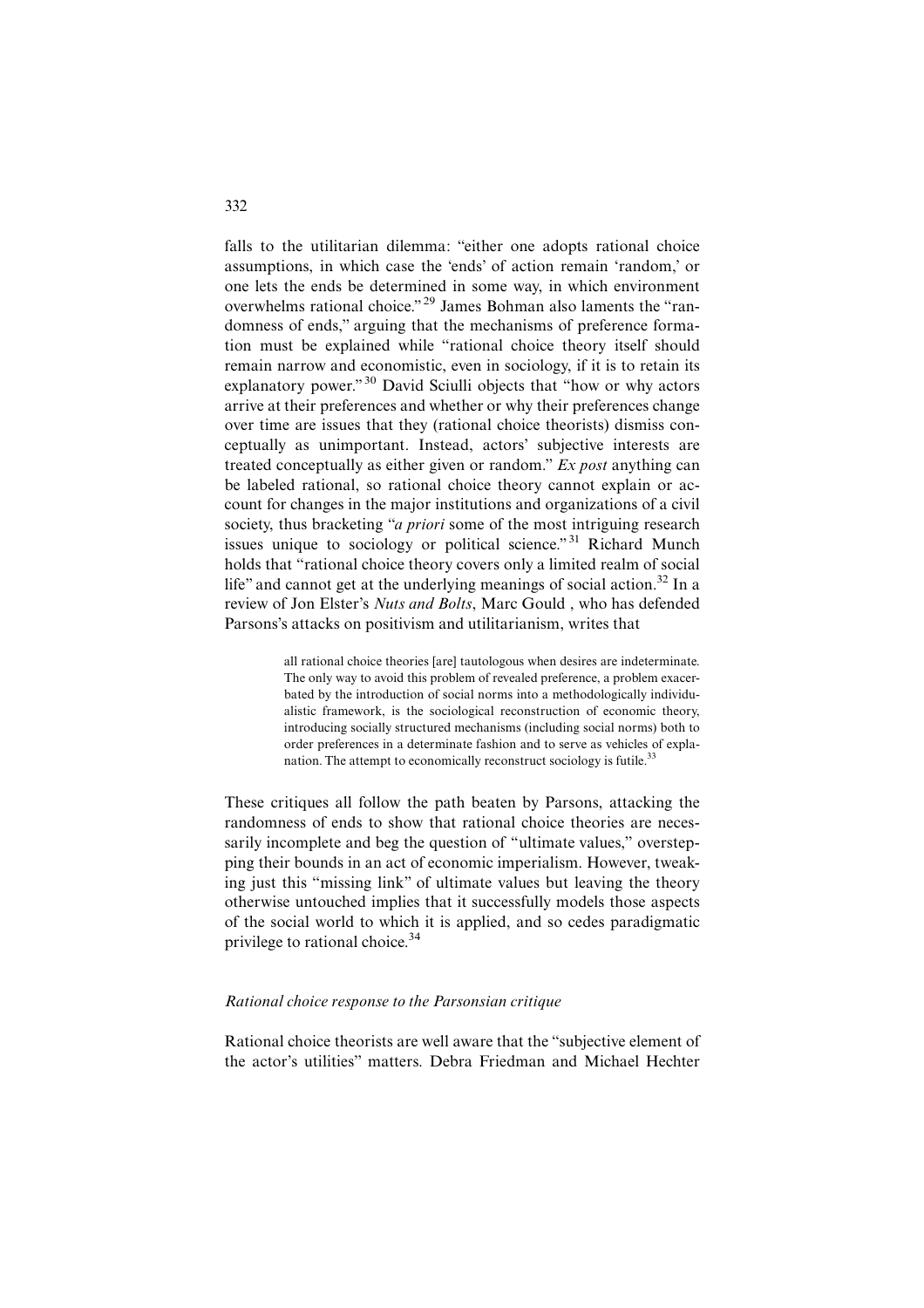falls to the utilitarian dilemma: "either one adopts rational choice assumptions, in which case the 'ends' of action remain 'random,' or one lets the ends be determined in some way, in which environment overwhelms rational choice."[29] James Bohman also laments the "randomness of ends," arguing that the mechanisms of preference formation must be explained while "rational choice theory itself should remain narrow and economistic, even in sociology, if it is to retain its explanatory power."[30] David Sciulli objects that "how or why actors arrive at their preferences and whether or why their preferences change over time are issues that they (rational choice theorists) dismiss conceptually as unimportant. Instead, actors' subjective interests are treated conceptually as either given or random." *Ex post* anything can be labeled rational, so rational choice theory cannot explain or account for changes in the major institutions and organizations of a civil society, thus bracketing "*a priori* some of the most intriguing research issues unique to sociology or political science."[31] Richard Munch holds that "rational choice theory covers only a limited realm of social life" and cannot get at the underlying meanings of social action.[32] In a review of Jon Elster's *Nuts and Bolts*, Marc Gould , who has defended Parsons's attacks on positivism and utilitarianism, writes that

> all rational choice theories [are] tautologous when desires are indeterminate. The only way to avoid this problem of revealed preference, a problem exacerbated by the introduction of social norms into a methodologically individualistic framework, is the sociological reconstruction of economic theory, introducing socially structured mechanisms (including social norms) both to order preferences in a determinate fashion and to serve as vehicles of explanation. The attempt to economically reconstruct sociology is futile.[33]

These critiques all follow the path beaten by Parsons, attacking the randomness of ends to show that rational choice theories are necessarily incomplete and beg the question of "ultimate values," overstepping their bounds in an act of economic imperialism. However, tweaking just this "missing link" of ultimate values but leaving the theory otherwise untouched implies that it successfully models those aspects of the social world to which it is applied, and so cedes paradigmatic privilege to rational choice.[34]

### *Rational choice response to the Parsonsian critique*

Rational choice theorists are well aware that the "subjective element of the actor's utilities" matters. Debra Friedman and Michael Hechter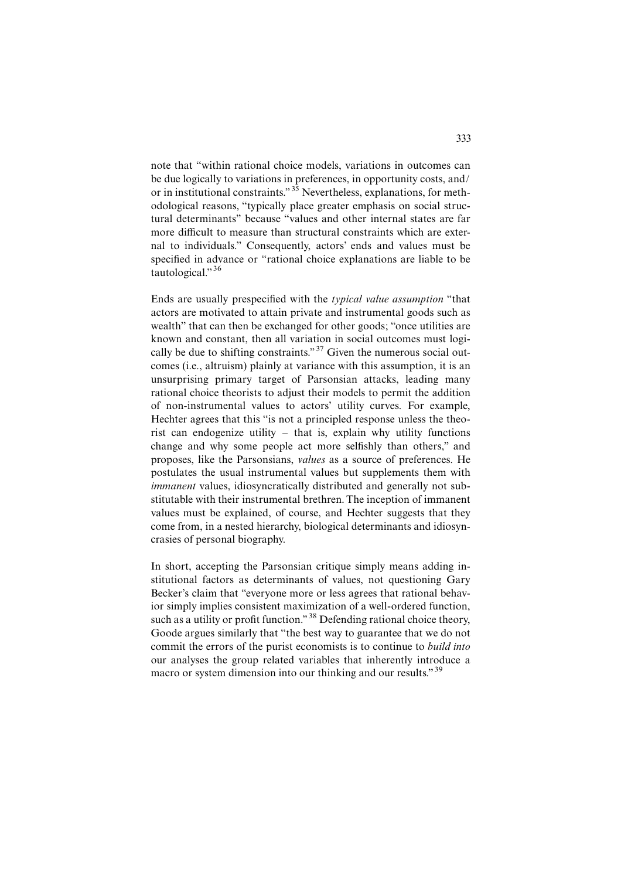note that "within rational choice models, variations in outcomes can be due logically to variations in preferences, in opportunity costs, and/or in institutional constraints."[35] Nevertheless, explanations, for methodological reasons, "typically place greater emphasis on social structural determinants" because "values and other internal states are far more difficult to measure than structural constraints which are external to individuals." Consequently, actors' ends and values must be specified in advance or "rational choice explanations are liable to be tautological."[36]

Ends are usually prespecified with the *typical value assumption* "that actors are motivated to attain private and instrumental goods such as wealth" that can then be exchanged for other goods; "once utilities are known and constant, then all variation in social outcomes must logically be due to shifting constraints."[37] Given the numerous social outcomes (i.e., altruism) plainly at variance with this assumption, it is an unsurprising primary target of Parsonsian attacks, leading many rational choice theorists to adjust their models to permit the addition of non-instrumental values to actors' utility curves. For example, Hechter agrees that this "is not a principled response unless the theorist can endogenize utility – that is, explain why utility functions change and why some people act more selfishly than others," and proposes, like the Parsonsians, *values* as a source of preferences. He postulates the usual instrumental values but supplements them with *immanent* values, idiosyncratically distributed and generally not substitutable with their instrumental brethren. The inception of immanent values must be explained, of course, and Hechter suggests that they come from, in a nested hierarchy, biological determinants and idiosyncrasies of personal biography.

In short, accepting the Parsonsian critique simply means adding institutional factors as determinants of values, not questioning Gary Becker's claim that "everyone more or less agrees that rational behavior simply implies consistent maximization of a well-ordered function, such as a utility or profit function."[38] Defending rational choice theory, Goode argues similarly that "the best way to guarantee that we do not commit the errors of the purist economists is to continue to *build into* our analyses the group related variables that inherently introduce a macro or system dimension into our thinking and our results."[39]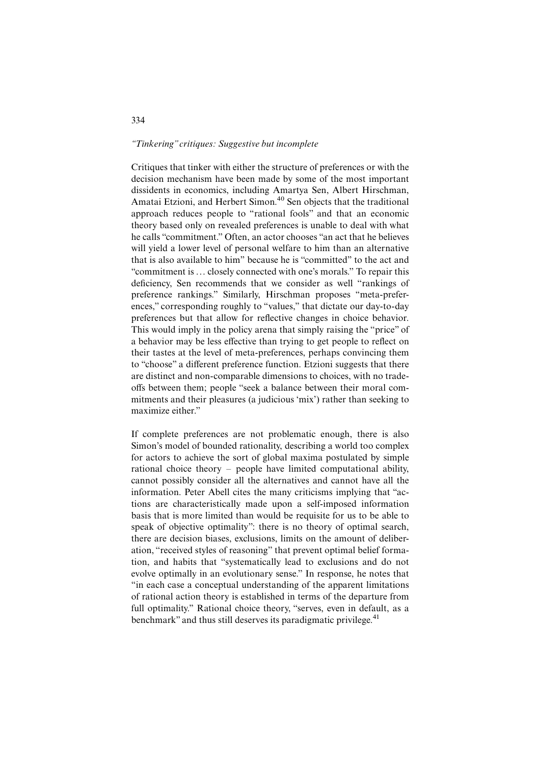### *"Tinkering" critiques: Suggestive but incomplete*

Critiques that tinker with either the structure of preferences or with the decision mechanism have been made by some of the most important dissidents in economics, including Amartya Sen, Albert Hirschman, Amatai Etzioni, and Herbert Simon.[40] Sen objects that the traditional approach reduces people to "rational fools" and that an economic theory based only on revealed preferences is unable to deal with what he calls "commitment." Often, an actor chooses "an act that he believes will yield a lower level of personal welfare to him than an alternative that is also available to him" because he is "committed" to the act and "commitment is … closely connected with one's morals." To repair this deficiency, Sen recommends that we consider as well "rankings of preference rankings." Similarly, Hirschman proposes "meta-preferences," corresponding roughly to "values," that dictate our day-to-day preferences but that allow for reflective changes in choice behavior. This would imply in the policy arena that simply raising the "price" of a behavior may be less effective than trying to get people to reflect on their tastes at the level of meta-preferences, perhaps convincing them to "choose" a different preference function. Etzioni suggests that there are distinct and non-comparable dimensions to choices, with no trade-offs between them; people "seek a balance between their moral commitments and their pleasures (a judicious 'mix') rather than seeking to maximize either."

If complete preferences are not problematic enough, there is also Simon's model of bounded rationality, describing a world too complex for actors to achieve the sort of global maxima postulated by simple rational choice theory – people have limited computational ability, cannot possibly consider all the alternatives and cannot have all the information. Peter Abell cites the many criticisms implying that "actions are characteristically made upon a self-imposed information basis that is more limited than would be requisite for us to be able to speak of objective optimality": there is no theory of optimal search, there are decision biases, exclusions, limits on the amount of deliberation, "received styles of reasoning" that prevent optimal belief formation, and habits that "systematically lead to exclusions and do not evolve optimally in an evolutionary sense." In response, he notes that "in each case a conceptual understanding of the apparent limitations of rational action theory is established in terms of the departure from full optimality." Rational choice theory, "serves, even in default, as a benchmark" and thus still deserves its paradigmatic privilege.[41]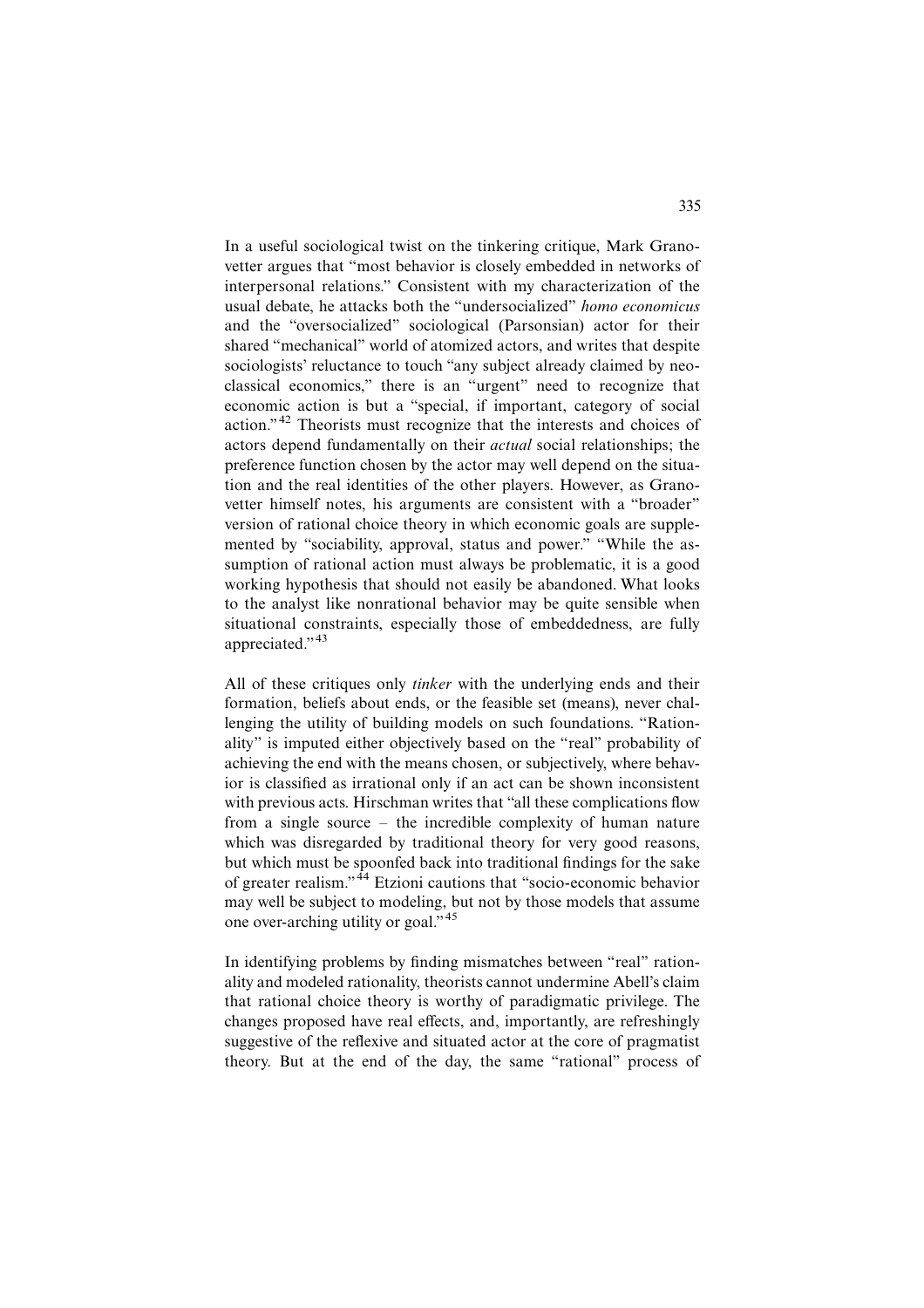In a useful sociological twist on the tinkering critique, Mark Granovetter argues that "most behavior is closely embedded in networks of interpersonal relations." Consistent with my characterization of the usual debate, he attacks both the "undersocialized" *homo economicus* and the "oversocialized" sociological (Parsonsian) actor for their shared "mechanical" world of atomized actors, and writes that despite sociologists' reluctance to touch "any subject already claimed by neoclassical economics," there is an "urgent" need to recognize that economic action is but a "special, if important, category of social action."[42] Theorists must recognize that the interests and choices of actors depend fundamentally on their *actual* social relationships; the preference function chosen by the actor may well depend on the situation and the real identities of the other players. However, as Granovetter himself notes, his arguments are consistent with a "broader" version of rational choice theory in which economic goals are supplemented by "sociability, approval, status and power." "While the assumption of rational action must always be problematic, it is a good working hypothesis that should not easily be abandoned. What looks to the analyst like nonrational behavior may be quite sensible when situational constraints, especially those of embeddedness, are fully appreciated."[43]

All of these critiques only *tinker* with the underlying ends and their formation, beliefs about ends, or the feasible set (means), never challenging the utility of building models on such foundations. "Rationality" is imputed either objectively based on the "real" probability of achieving the end with the means chosen, or subjectively, where behavior is classified as irrational only if an act can be shown inconsistent with previous acts. Hirschman writes that "all these complications flow from a single source – the incredible complexity of human nature which was disregarded by traditional theory for very good reasons, but which must be spoonfed back into traditional findings for the sake of greater realism."[44] Etzioni cautions that "socio-economic behavior may well be subject to modeling, but not by those models that assume one over-arching utility or goal."[45]

In identifying problems by finding mismatches between "real" rationality and modeled rationality, theorists cannot undermine Abell's claim that rational choice theory is worthy of paradigmatic privilege. The changes proposed have real effects, and, importantly, are refreshingly suggestive of the reflexive and situated actor at the core of pragmatist theory. But at the end of the day, the same "rational" process of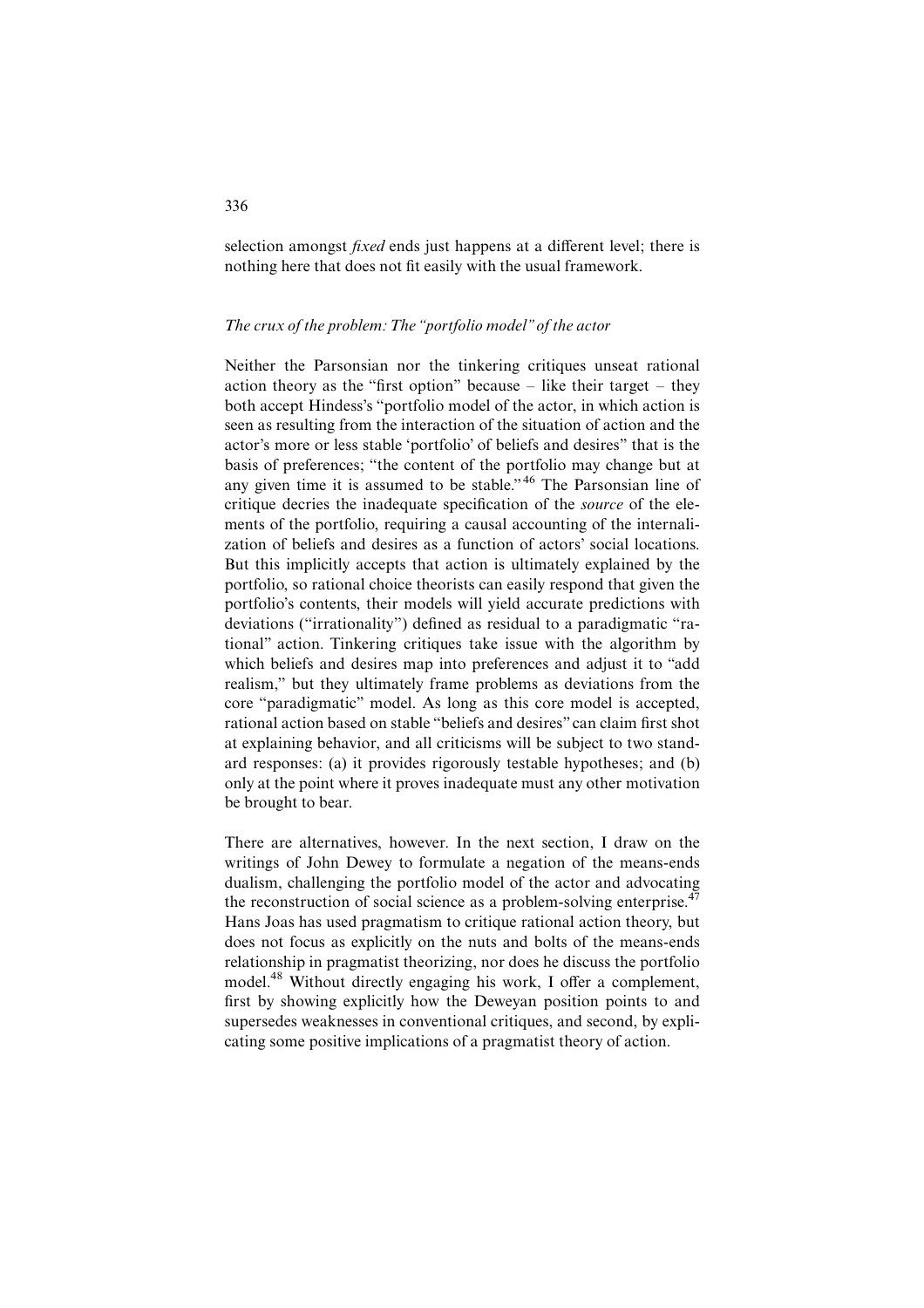selection amongst *fixed* ends just happens at a different level; there is nothing here that does not fit easily with the usual framework.

### *The crux of the problem: The "portfolio model" of the actor*

Neither the Parsonsian nor the tinkering critiques unseat rational action theory as the "first option" because – like their target – they both accept Hindess's "portfolio model of the actor, in which action is seen as resulting from the interaction of the situation of action and the actor's more or less stable 'portfolio' of beliefs and desires" that is the basis of preferences; "the content of the portfolio may change but at any given time it is assumed to be stable."[46] The Parsonsian line of critique decries the inadequate specification of the *source* of the elements of the portfolio, requiring a causal accounting of the internalization of beliefs and desires as a function of actors' social locations. But this implicitly accepts that action is ultimately explained by the portfolio, so rational choice theorists can easily respond that given the portfolio's contents, their models will yield accurate predictions with deviations ("irrationality") defined as residual to a paradigmatic "rational" action. Tinkering critiques take issue with the algorithm by which beliefs and desires map into preferences and adjust it to "add realism," but they ultimately frame problems as deviations from the core "paradigmatic" model. As long as this core model is accepted, rational action based on stable "beliefs and desires" can claim first shot at explaining behavior, and all criticisms will be subject to two standard responses: (a) it provides rigorously testable hypotheses; and (b) only at the point where it proves inadequate must any other motivation be brought to bear.

There are alternatives, however. In the next section, I draw on the writings of John Dewey to formulate a negation of the means-ends dualism, challenging the portfolio model of the actor and advocating the reconstruction of social science as a problem-solving enterprise.[47] Hans Joas has used pragmatism to critique rational action theory, but does not focus as explicitly on the nuts and bolts of the means-ends relationship in pragmatist theorizing, nor does he discuss the portfolio model.[48] Without directly engaging his work, I offer a complement, first by showing explicitly how the Deweyan position points to and supersedes weaknesses in conventional critiques, and second, by explicating some positive implications of a pragmatist theory of action.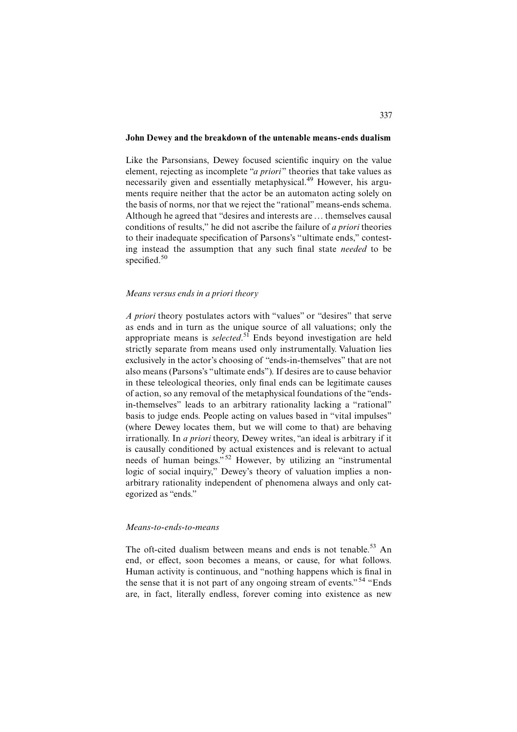## John Dewey and the breakdown of the untenable means-ends dualism

Like the Parsonsians, Dewey focused scientific inquiry on the value element, rejecting as incomplete "*a priori*" theories that take values as necessarily given and essentially metaphysical.[49] However, his arguments require neither that the actor be an automaton acting solely on the basis of norms, nor that we reject the "rational" means-ends schema. Although he agreed that "desires and interests are … themselves causal conditions of results," he did not ascribe the failure of *a priori* theories to their inadequate specification of Parsons's "ultimate ends," contesting instead the assumption that any such final state *needed* to be specified.[50]

### *Means versus ends in a priori theory*

*A priori* theory postulates actors with "values" or "desires" that serve as ends and in turn as the unique source of all valuations; only the appropriate means is *selected*.[51] Ends beyond investigation are held strictly separate from means used only instrumentally. Valuation lies exclusively in the actor's choosing of "ends-in-themselves" that are not also means (Parsons's "ultimate ends"). If desires are to cause behavior in these teleological theories, only final ends can be legitimate causes of action, so any removal of the metaphysical foundations of the "ends-in-themselves" leads to an arbitrary rationality lacking a "rational" basis to judge ends. People acting on values based in "vital impulses" (where Dewey locates them, but we will come to that) are behaving irrationally. In *a priori* theory, Dewey writes, "an ideal is arbitrary if it is causally conditioned by actual existences and is relevant to actual needs of human beings."[52] However, by utilizing an "instrumental logic of social inquiry," Dewey's theory of valuation implies a non-arbitrary rationality independent of phenomena always and only categorized as "ends."

### *Means-to-ends-to-means*

The oft-cited dualism between means and ends is not tenable.[53] An end, or effect, soon becomes a means, or cause, for what follows. Human activity is continuous, and "nothing happens which is final in the sense that it is not part of any ongoing stream of events."[54] "Ends are, in fact, literally endless, forever coming into existence as new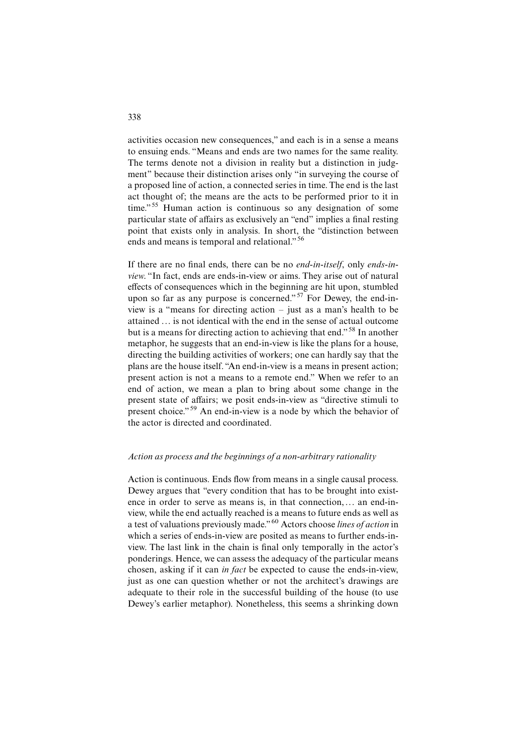activities occasion new consequences," and each is in a sense a means to ensuing ends. "Means and ends are two names for the same reality. The terms denote not a division in reality but a distinction in judgment" because their distinction arises only "in surveying the course of a proposed line of action, a connected series in time. The end is the last act thought of; the means are the acts to be performed prior to it in time."[55] Human action is continuous so any designation of some particular state of affairs as exclusively an "end" implies a final resting point that exists only in analysis. In short, the "distinction between ends and means is temporal and relational."[56]

If there are no final ends, there can be no *end-in-itself*, only *ends-in-view*. "In fact, ends are ends-in-view or aims. They arise out of natural effects of consequences which in the beginning are hit upon, stumbled upon so far as any purpose is concerned."[57] For Dewey, the end-in-view is a "means for directing action – just as a man's health to be attained … is not identical with the end in the sense of actual outcome but is a means for directing action to achieving that end."[58] In another metaphor, he suggests that an end-in-view is like the plans for a house, directing the building activities of workers; one can hardly say that the plans are the house itself. "An end-in-view is a means in present action; present action is not a means to a remote end." When we refer to an end of action, we mean a plan to bring about some change in the present state of affairs; we posit ends-in-view as "directive stimuli to present choice."[59] An end-in-view is a node by which the behavior of the actor is directed and coordinated.

### *Action as process and the beginnings of a non-arbitrary rationality*

Action is continuous. Ends flow from means in a single causal process. Dewey argues that "every condition that has to be brought into existence in order to serve as means is, in that connection, … an end-in-view, while the end actually reached is a means to future ends as well as a test of valuations previously made."[60] Actors choose *lines of action* in which a series of ends-in-view are posited as means to further ends-in-view. The last link in the chain is final only temporally in the actor's ponderings. Hence, we can assess the adequacy of the particular means chosen, asking if it can *in fact* be expected to cause the ends-in-view, just as one can question whether or not the architect's drawings are adequate to their role in the successful building of the house (to use Dewey's earlier metaphor). Nonetheless, this seems a shrinking down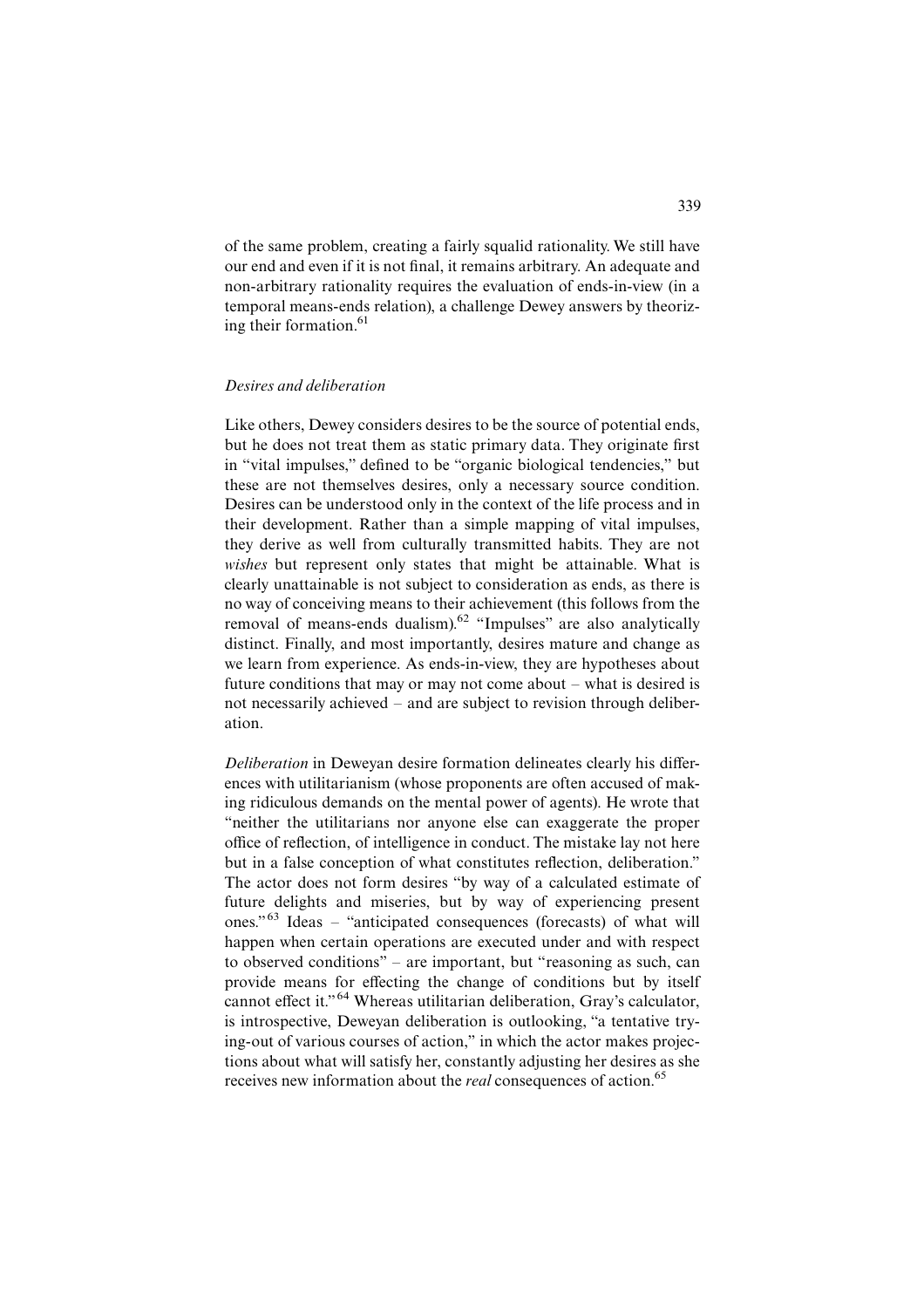of the same problem, creating a fairly squalid rationality. We still have our end and even if it is not final, it remains arbitrary. An adequate and non-arbitrary rationality requires the evaluation of ends-in-view (in a temporal means-ends relation), a challenge Dewey answers by theorizing their formation.[61]

### *Desires and deliberation*

Like others, Dewey considers desires to be the source of potential ends, but he does not treat them as static primary data. They originate first in "vital impulses," defined to be "organic biological tendencies," but these are not themselves desires, only a necessary source condition. Desires can be understood only in the context of the life process and in their development. Rather than a simple mapping of vital impulses, they derive as well from culturally transmitted habits. They are not *wishes* but represent only states that might be attainable. What is clearly unattainable is not subject to consideration as ends, as there is no way of conceiving means to their achievement (this follows from the removal of means-ends dualism).[62] "Impulses" are also analytically distinct. Finally, and most importantly, desires mature and change as we learn from experience. As ends-in-view, they are hypotheses about future conditions that may or may not come about – what is desired is not necessarily achieved – and are subject to revision through deliberation.

*Deliberation* in Deweyan desire formation delineates clearly his differences with utilitarianism (whose proponents are often accused of making ridiculous demands on the mental power of agents). He wrote that "neither the utilitarians nor anyone else can exaggerate the proper office of reflection, of intelligence in conduct. The mistake lay not here but in a false conception of what constitutes reflection, deliberation." The actor does not form desires "by way of a calculated estimate of future delights and miseries, but by way of experiencing present ones."[63] Ideas – "anticipated consequences (forecasts) of what will happen when certain operations are executed under and with respect to observed conditions" – are important, but "reasoning as such, can provide means for effecting the change of conditions but by itself cannot effect it."[64] Whereas utilitarian deliberation, Gray's calculator, is introspective, Deweyan deliberation is outlooking, "a tentative trying-out of various courses of action," in which the actor makes projections about what will satisfy her, constantly adjusting her desires as she receives new information about the *real* consequences of action.[65]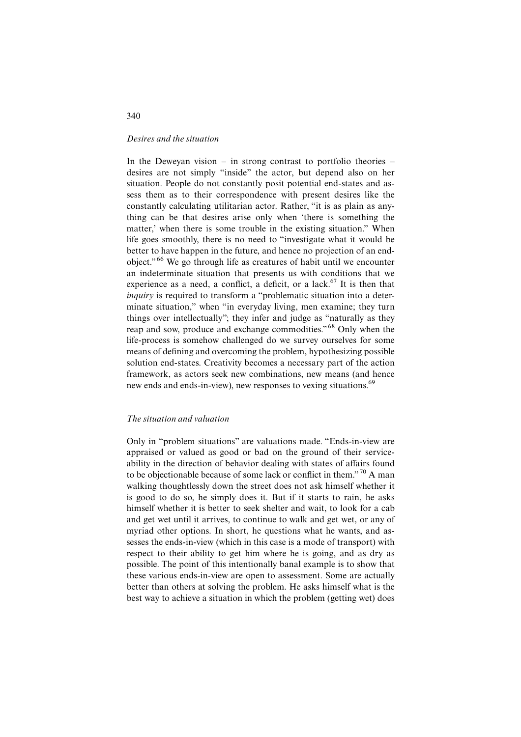*Desires and the situation*

In the Deweyan vision – in strong contrast to portfolio theories – desires are not simply "inside" the actor, but depend also on her situation. People do not constantly posit potential end-states and assess them as to their correspondence with present desires like the constantly calculating utilitarian actor. Rather, "it is as plain as anything can be that desires arise only when 'there is something the matter,' when there is some trouble in the existing situation." When life goes smoothly, there is no need to "investigate what it would be better to have happen in the future, and hence no projection of an end-object."[66] We go through life as creatures of habit until we encounter an indeterminate situation that presents us with conditions that we experience as a need, a conflict, a deficit, or a lack.[67] It is then that *inquiry* is required to transform a "problematic situation into a determinate situation," when "in everyday living, men examine; they turn things over intellectually"; they infer and judge as "naturally as they reap and sow, produce and exchange commodities."[68] Only when the life-process is somehow challenged do we survey ourselves for some means of defining and overcoming the problem, hypothesizing possible solution end-states. Creativity becomes a necessary part of the action framework, as actors seek new combinations, new means (and hence new ends and ends-in-view), new responses to vexing situations.[69]

*The situation and valuation*

Only in "problem situations" are valuations made. "Ends-in-view are appraised or valued as good or bad on the ground of their serviceability in the direction of behavior dealing with states of affairs found to be objectionable because of some lack or conflict in them."[70] A man walking thoughtlessly down the street does not ask himself whether it is good to do so, he simply does it. But if it starts to rain, he asks himself whether it is better to seek shelter and wait, to look for a cab and get wet until it arrives, to continue to walk and get wet, or any of myriad other options. In short, he questions what he wants, and assesses the ends-in-view (which in this case is a mode of transport) with respect to their ability to get him where he is going, and as dry as possible. The point of this intentionally banal example is to show that these various ends-in-view are open to assessment. Some are actually better than others at solving the problem. He asks himself what is the best way to achieve a situation in which the problem (getting wet) does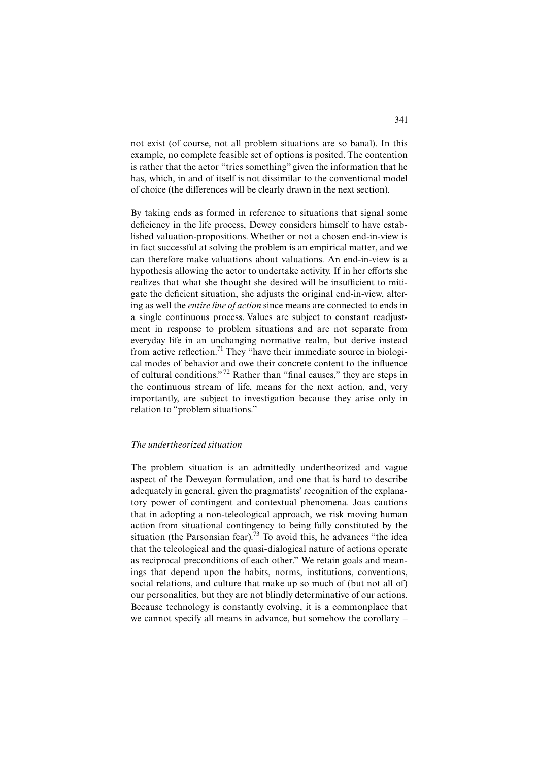not exist (of course, not all problem situations are so banal). In this example, no complete feasible set of options is posited. The contention is rather that the actor "tries something" given the information that he has, which, in and of itself is not dissimilar to the conventional model of choice (the differences will be clearly drawn in the next section).

By taking ends as formed in reference to situations that signal some deficiency in the life process, Dewey considers himself to have established valuation-propositions. Whether or not a chosen end-in-view is in fact successful at solving the problem is an empirical matter, and we can therefore make valuations about valuations. An end-in-view is a hypothesis allowing the actor to undertake activity. If in her efforts she realizes that what she thought she desired will be insufficient to mitigate the deficient situation, she adjusts the original end-in-view, altering as well the *entire line of action* since means are connected to ends in a single continuous process. Values are subject to constant readjustment in response to problem situations and are not separate from everyday life in an unchanging normative realm, but derive instead from active reflection.[71] They "have their immediate source in biological modes of behavior and owe their concrete content to the influence of cultural conditions."[72] Rather than "final causes," they are steps in the continuous stream of life, means for the next action, and, very importantly, are subject to investigation because they arise only in relation to "problem situations."

### *The undertheorized situation*

The problem situation is an admittedly undertheorized and vague aspect of the Deweyan formulation, and one that is hard to describe adequately in general, given the pragmatists' recognition of the explanatory power of contingent and contextual phenomena. Joas cautions that in adopting a non-teleological approach, we risk moving human action from situational contingency to being fully constituted by the situation (the Parsonsian fear).[73] To avoid this, he advances "the idea that the teleological and the quasi-dialogical nature of actions operate as reciprocal preconditions of each other." We retain goals and meanings that depend upon the habits, norms, institutions, conventions, social relations, and culture that make up so much of (but not all of) our personalities, but they are not blindly determinative of our actions. Because technology is constantly evolving, it is a commonplace that we cannot specify all means in advance, but somehow the corollary –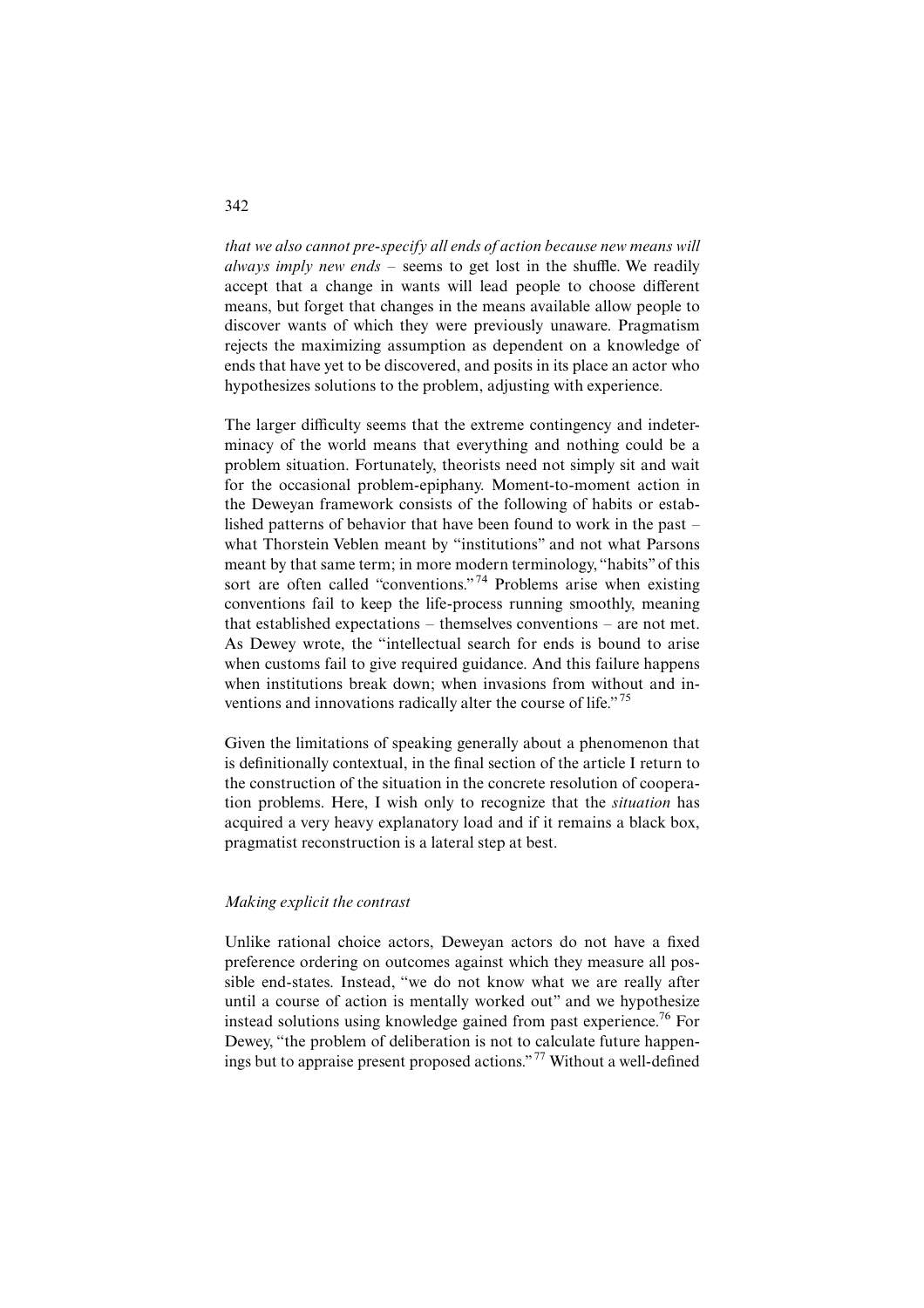*that we also cannot pre-specify all ends of action because new means will always imply new ends* – seems to get lost in the shuffle. We readily accept that a change in wants will lead people to choose different means, but forget that changes in the means available allow people to discover wants of which they were previously unaware. Pragmatism rejects the maximizing assumption as dependent on a knowledge of ends that have yet to be discovered, and posits in its place an actor who hypothesizes solutions to the problem, adjusting with experience.

The larger difficulty seems that the extreme contingency and indeterminacy of the world means that everything and nothing could be a problem situation. Fortunately, theorists need not simply sit and wait for the occasional problem-epiphany. Moment-to-moment action in the Deweyan framework consists of the following of habits or established patterns of behavior that have been found to work in the past – what Thorstein Veblen meant by "institutions" and not what Parsons meant by that same term; in more modern terminology, "habits" of this sort are often called "conventions."[74] Problems arise when existing conventions fail to keep the life-process running smoothly, meaning that established expectations – themselves conventions – are not met. As Dewey wrote, the "intellectual search for ends is bound to arise when customs fail to give required guidance. And this failure happens when institutions break down; when invasions from without and inventions and innovations radically alter the course of life."[75]

Given the limitations of speaking generally about a phenomenon that is definitionally contextual, in the final section of the article I return to the construction of the situation in the concrete resolution of cooperation problems. Here, I wish only to recognize that the *situation* has acquired a very heavy explanatory load and if it remains a black box, pragmatist reconstruction is a lateral step at best.

### *Making explicit the contrast*

Unlike rational choice actors, Deweyan actors do not have a fixed preference ordering on outcomes against which they measure all possible end-states. Instead, "we do not know what we are really after until a course of action is mentally worked out" and we hypothesize instead solutions using knowledge gained from past experience.[76] For Dewey, "the problem of deliberation is not to calculate future happenings but to appraise present proposed actions."[77] Without a well-defined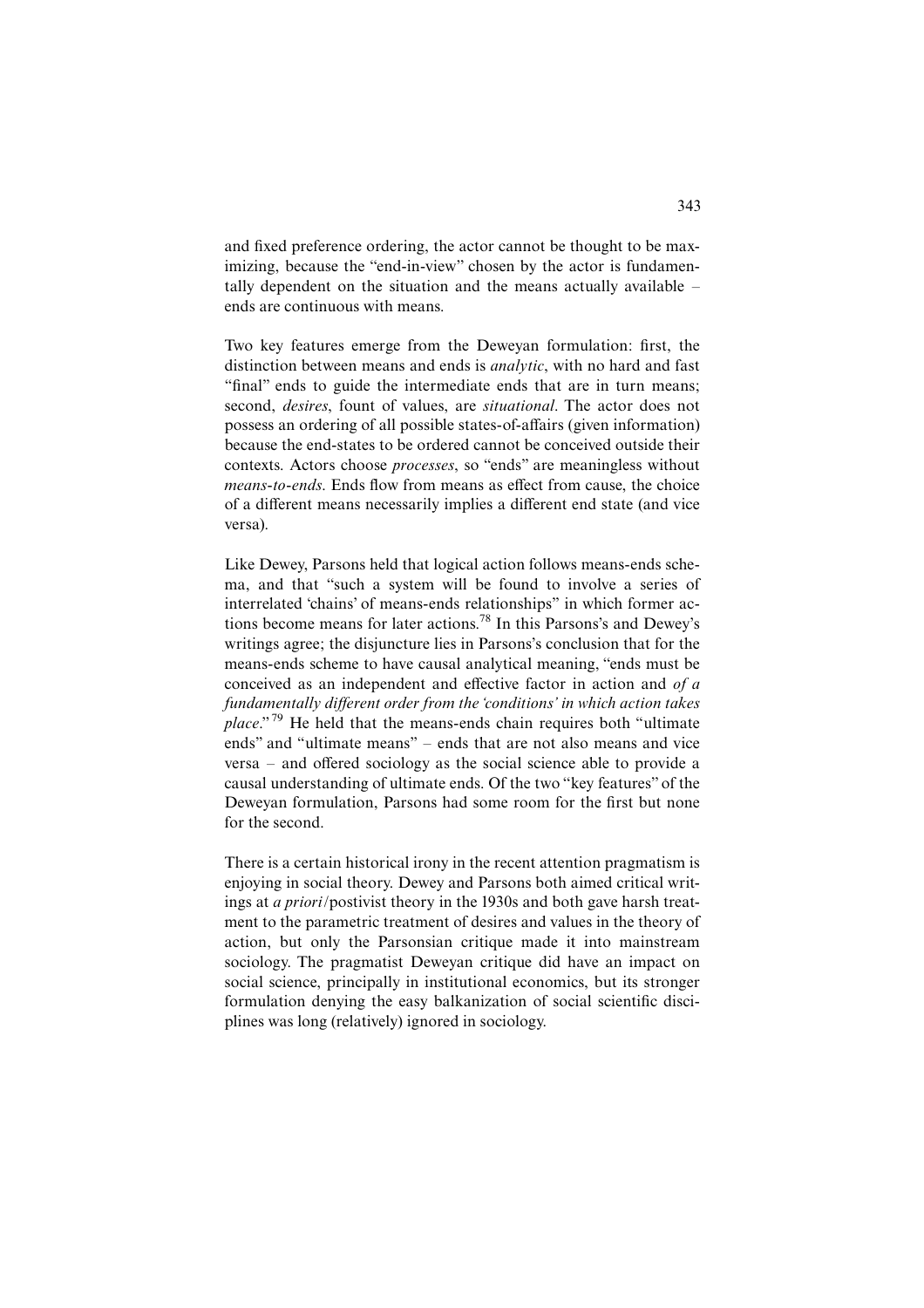and fixed preference ordering, the actor cannot be thought to be maximizing, because the "end-in-view" chosen by the actor is fundamentally dependent on the situation and the means actually available – ends are continuous with means.

Two key features emerge from the Deweyan formulation: first, the distinction between means and ends is *analytic*, with no hard and fast "final" ends to guide the intermediate ends that are in turn means; second, *desires*, fount of values, are *situational*. The actor does not possess an ordering of all possible states-of-affairs (given information) because the end-states to be ordered cannot be conceived outside their contexts. Actors choose *processes*, so "ends" are meaningless without *means-to-ends*. Ends flow from means as effect from cause, the choice of a different means necessarily implies a different end state (and vice versa).

Like Dewey, Parsons held that logical action follows means-ends schema, and that "such a system will be found to involve a series of interrelated 'chains' of means-ends relationships" in which former actions become means for later actions.[78] In this Parsons's and Dewey's writings agree; the disjuncture lies in Parsons's conclusion that for the means-ends scheme to have causal analytical meaning, "ends must be conceived as an independent and effective factor in action and *of a fundamentally different order from the 'conditions' in which action takes place*."[79] He held that the means-ends chain requires both "ultimate ends" and "ultimate means" – ends that are not also means and vice versa – and offered sociology as the social science able to provide a causal understanding of ultimate ends. Of the two "key features" of the Deweyan formulation, Parsons had some room for the first but none for the second.

There is a certain historical irony in the recent attention pragmatism is enjoying in social theory. Dewey and Parsons both aimed critical writings at *a priori*/postivist theory in the 1930s and both gave harsh treatment to the parametric treatment of desires and values in the theory of action, but only the Parsonsian critique made it into mainstream sociology. The pragmatist Deweyan critique did have an impact on social science, principally in institutional economics, but its stronger formulation denying the easy balkanization of social scientific disciplines was long (relatively) ignored in sociology.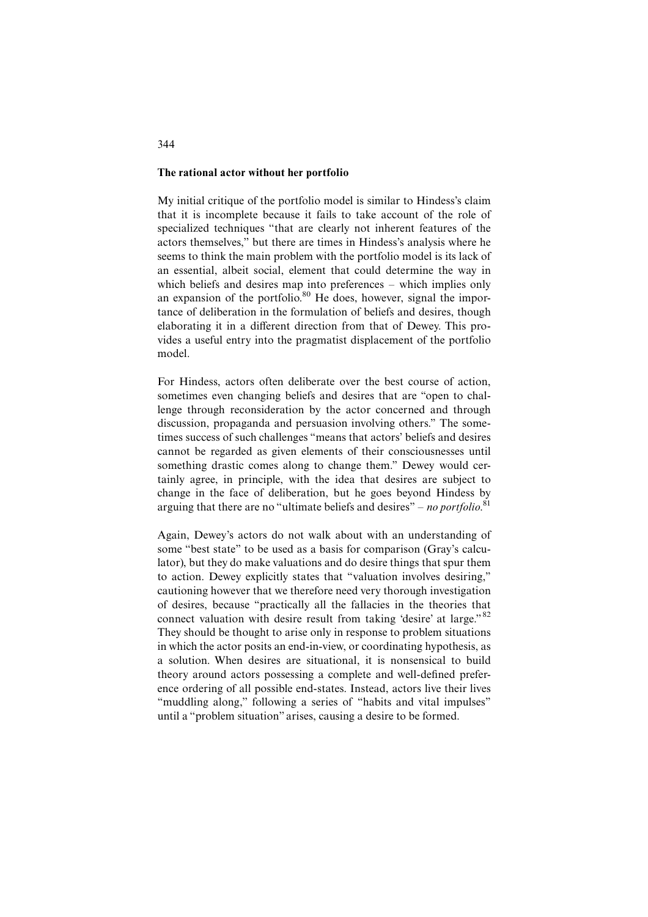## The rational actor without her portfolio

My initial critique of the portfolio model is similar to Hindess's claim that it is incomplete because it fails to take account of the role of specialized techniques "that are clearly not inherent features of the actors themselves," but there are times in Hindess's analysis where he seems to think the main problem with the portfolio model is its lack of an essential, albeit social, element that could determine the way in which beliefs and desires map into preferences – which implies only an expansion of the portfolio.[80] He does, however, signal the importance of deliberation in the formulation of beliefs and desires, though elaborating it in a different direction from that of Dewey. This provides a useful entry into the pragmatist displacement of the portfolio model.

For Hindess, actors often deliberate over the best course of action, sometimes even changing beliefs and desires that are "open to challenge through reconsideration by the actor concerned and through discussion, propaganda and persuasion involving others." The sometimes success of such challenges "means that actors' beliefs and desires cannot be regarded as given elements of their consciousnesses until something drastic comes along to change them." Dewey would certainly agree, in principle, with the idea that desires are subject to change in the face of deliberation, but he goes beyond Hindess by arguing that there are no "ultimate beliefs and desires" – *no portfolio*.[81]

Again, Dewey's actors do not walk about with an understanding of some "best state" to be used as a basis for comparison (Gray's calculator), but they do make valuations and do desire things that spur them to action. Dewey explicitly states that "valuation involves desiring," cautioning however that we therefore need very thorough investigation of desires, because "practically all the fallacies in the theories that connect valuation with desire result from taking 'desire' at large."[82] They should be thought to arise only in response to problem situations in which the actor posits an end-in-view, or coordinating hypothesis, as a solution. When desires are situational, it is nonsensical to build theory around actors possessing a complete and well-defined preference ordering of all possible end-states. Instead, actors live their lives "muddling along," following a series of "habits and vital impulses" until a "problem situation" arises, causing a desire to be formed.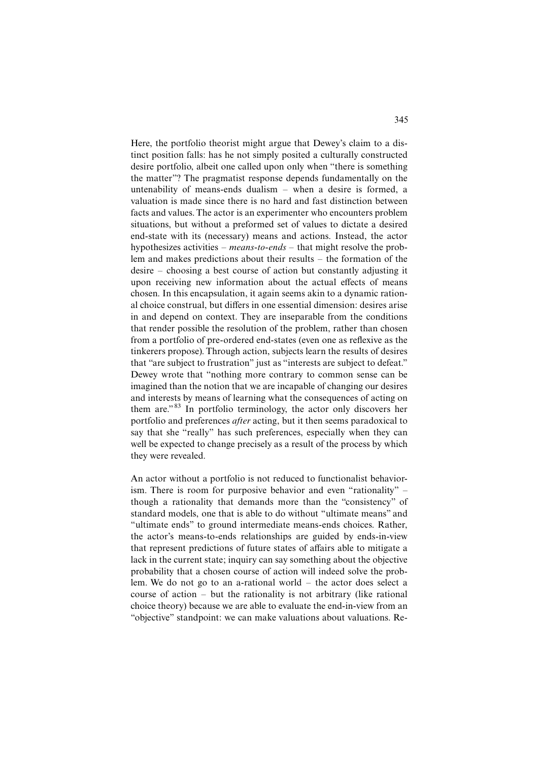Here, the portfolio theorist might argue that Dewey's claim to a distinct position falls: has he not simply posited a culturally constructed desire portfolio, albeit one called upon only when "there is something the matter"? The pragmatist response depends fundamentally on the untenability of means-ends dualism – when a desire is formed, a valuation is made since there is no hard and fast distinction between facts and values. The actor is an experimenter who encounters problem situations, but without a preformed set of values to dictate a desired end-state with its (necessary) means and actions. Instead, the actor hypothesizes activities – *means-to-ends* – that might resolve the problem and makes predictions about their results – the formation of the desire – choosing a best course of action but constantly adjusting it upon receiving new information about the actual effects of means chosen. In this encapsulation, it again seems akin to a dynamic rational choice construal, but differs in one essential dimension: desires arise in and depend on context. They are inseparable from the conditions that render possible the resolution of the problem, rather than chosen from a portfolio of pre-ordered end-states (even one as reflexive as the tinkerers propose). Through action, subjects learn the results of desires that "are subject to frustration" just as "interests are subject to defeat." Dewey wrote that "nothing more contrary to common sense can be imagined than the notion that we are incapable of changing our desires and interests by means of learning what the consequences of acting on them are."[83] In portfolio terminology, the actor only discovers her portfolio and preferences *after* acting, but it then seems paradoxical to say that she "really" has such preferences, especially when they can well be expected to change precisely as a result of the process by which they were revealed.

An actor without a portfolio is not reduced to functionalist behaviorism. There is room for purposive behavior and even "rationality" – though a rationality that demands more than the "consistency" of standard models, one that is able to do without "ultimate means" and "ultimate ends" to ground intermediate means-ends choices. Rather, the actor's means-to-ends relationships are guided by ends-in-view that represent predictions of future states of affairs able to mitigate a lack in the current state; inquiry can say something about the objective probability that a chosen course of action will indeed solve the problem. We do not go to an a-rational world – the actor does select a course of action – but the rationality is not arbitrary (like rational choice theory) because we are able to evaluate the end-in-view from an "objective" standpoint: we can make valuations about valuations. Re-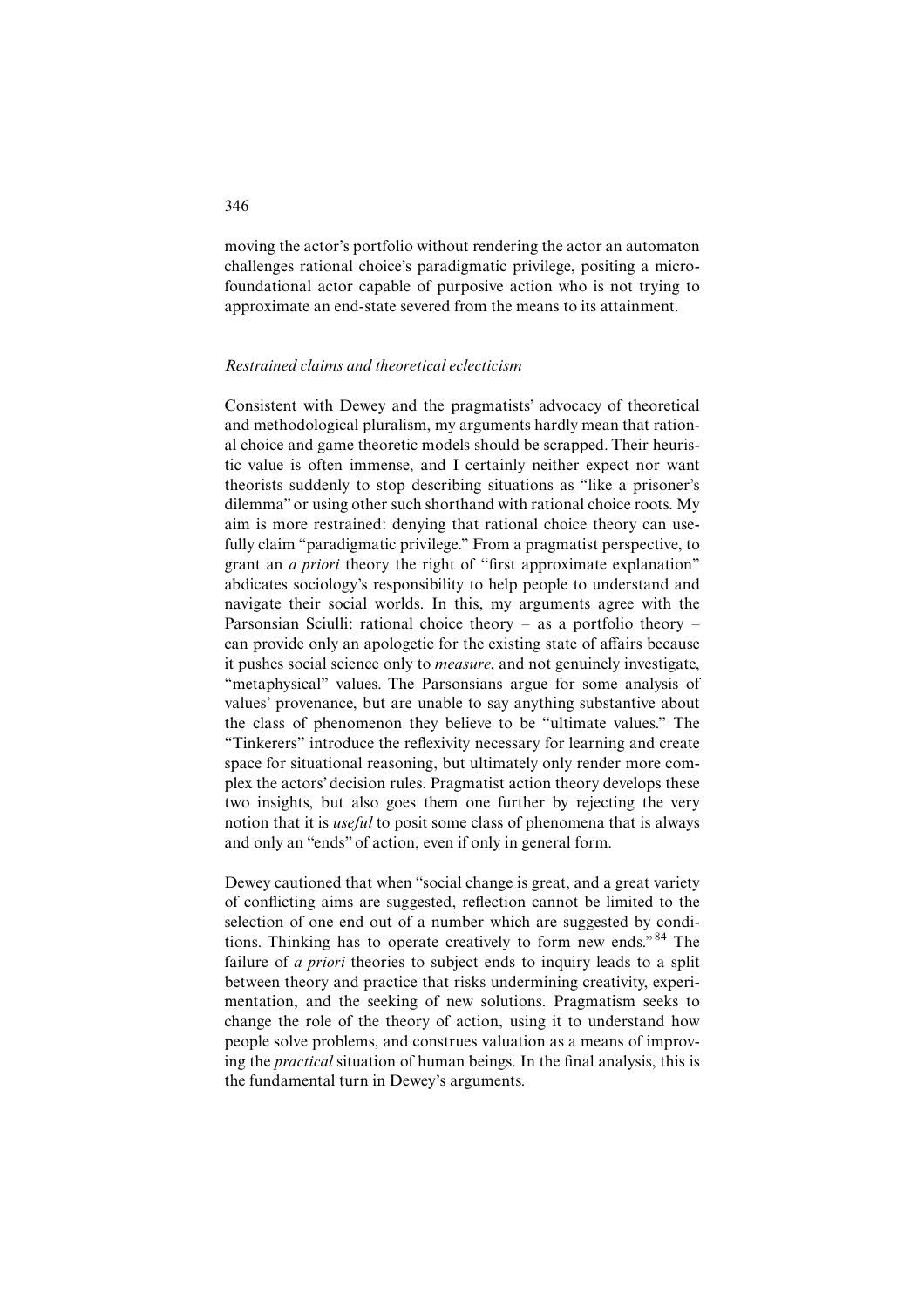moving the actor's portfolio without rendering the actor an automaton challenges rational choice's paradigmatic privilege, positing a micro-foundational actor capable of purposive action who is not trying to approximate an end-state severed from the means to its attainment.

### *Restrained claims and theoretical eclecticism*

Consistent with Dewey and the pragmatists' advocacy of theoretical and methodological pluralism, my arguments hardly mean that rational choice and game theoretic models should be scrapped. Their heuristic value is often immense, and I certainly neither expect nor want theorists suddenly to stop describing situations as "like a prisoner's dilemma" or using other such shorthand with rational choice roots. My aim is more restrained: denying that rational choice theory can usefully claim "paradigmatic privilege." From a pragmatist perspective, to grant an *a priori* theory the right of "first approximate explanation" abdicates sociology's responsibility to help people to understand and navigate their social worlds. In this, my arguments agree with the Parsonsian Sciulli: rational choice theory – as a portfolio theory – can provide only an apologetic for the existing state of affairs because it pushes social science only to *measure*, and not genuinely investigate, "metaphysical" values. The Parsonsians argue for some analysis of values' provenance, but are unable to say anything substantive about the class of phenomenon they believe to be "ultimate values." The "Tinkerers" introduce the reflexivity necessary for learning and create space for situational reasoning, but ultimately only render more complex the actors' decision rules. Pragmatist action theory develops these two insights, but also goes them one further by rejecting the very notion that it is *useful* to posit some class of phenomena that is always and only an "ends" of action, even if only in general form.

Dewey cautioned that when "social change is great, and a great variety of conflicting aims are suggested, reflection cannot be limited to the selection of one end out of a number which are suggested by conditions. Thinking has to operate creatively to form new ends."[84] The failure of *a priori* theories to subject ends to inquiry leads to a split between theory and practice that risks undermining creativity, experimentation, and the seeking of new solutions. Pragmatism seeks to change the role of the theory of action, using it to understand how people solve problems, and construes valuation as a means of improving the *practical* situation of human beings. In the final analysis, this is the fundamental turn in Dewey's arguments.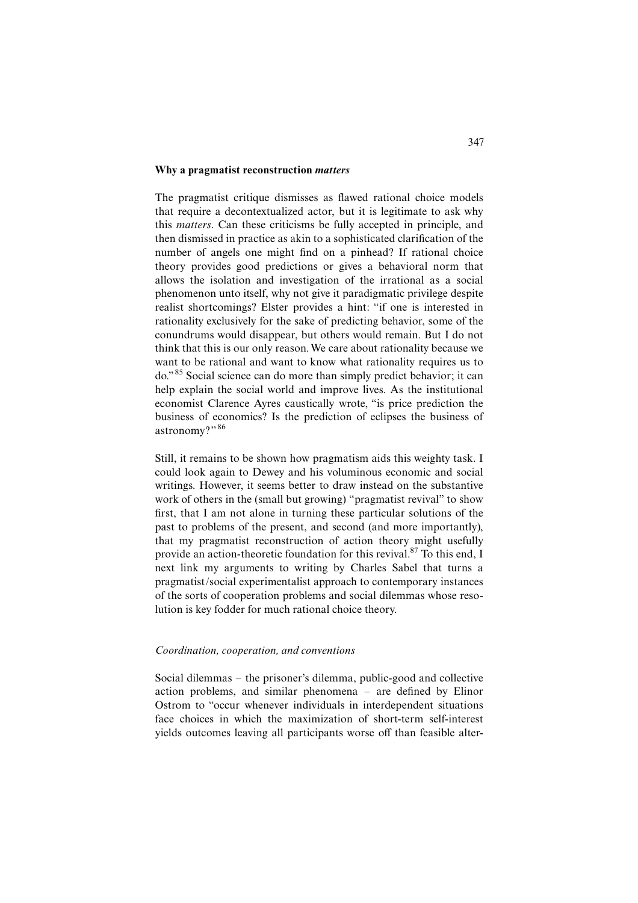### Why a pragmatist reconstruction *matters*

The pragmatist critique dismisses as flawed rational choice models that require a decontextualized actor, but it is legitimate to ask why this *matters*. Can these criticisms be fully accepted in principle, and then dismissed in practice as akin to a sophisticated clarification of the number of angels one might find on a pinhead? If rational choice theory provides good predictions or gives a behavioral norm that allows the isolation and investigation of the irrational as a social phenomenon unto itself, why not give it paradigmatic privilege despite realist shortcomings? Elster provides a hint: "if one is interested in rationality exclusively for the sake of predicting behavior, some of the conundrums would disappear, but others would remain. But I do not think that this is our only reason. We care about rationality because we want to be rational and want to know what rationality requires us to do."[85] Social science can do more than simply predict behavior; it can help explain the social world and improve lives. As the institutional economist Clarence Ayres caustically wrote, "is price prediction the business of economics? Is the prediction of eclipses the business of astronomy?"[86]

Still, it remains to be shown how pragmatism aids this weighty task. I could look again to Dewey and his voluminous economic and social writings. However, it seems better to draw instead on the substantive work of others in the (small but growing) "pragmatist revival" to show first, that I am not alone in turning these particular solutions of the past to problems of the present, and second (and more importantly), that my pragmatist reconstruction of action theory might usefully provide an action-theoretic foundation for this revival.[87] To this end, I next link my arguments to writing by Charles Sabel that turns a pragmatist/social experimentalist approach to contemporary instances of the sorts of cooperation problems and social dilemmas whose resolution is key fodder for much rational choice theory.

#### *Coordination, cooperation, and conventions*

Social dilemmas – the prisoner's dilemma, public-good and collective action problems, and similar phenomena – are defined by Elinor Ostrom to "occur whenever individuals in interdependent situations face choices in which the maximization of short-term self-interest yields outcomes leaving all participants worse off than feasible alter-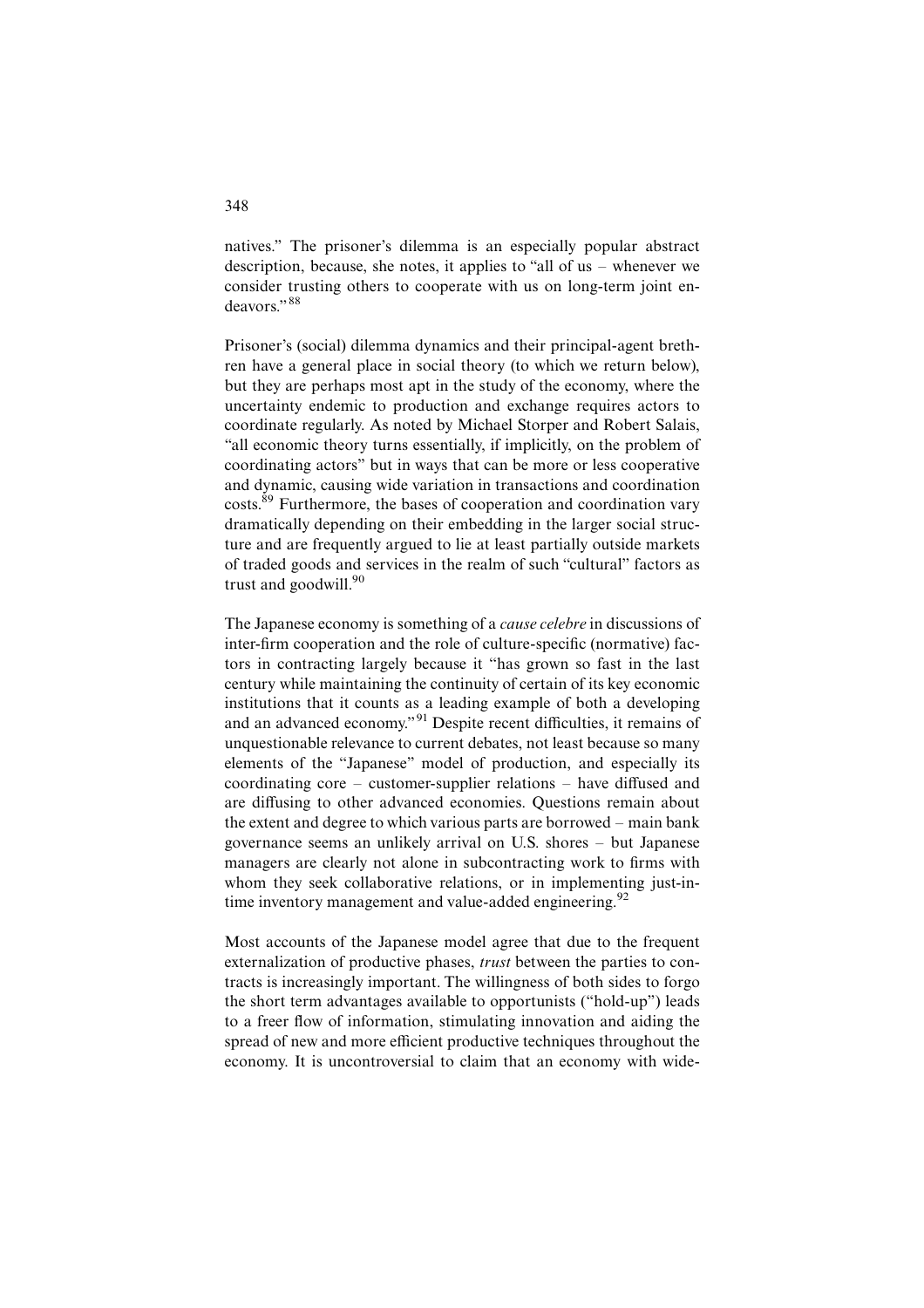natives." The prisoner's dilemma is an especially popular abstract description, because, she notes, it applies to "all of us – whenever we consider trusting others to cooperate with us on long-term joint endeavors."[88]

Prisoner's (social) dilemma dynamics and their principal-agent brethren have a general place in social theory (to which we return below), but they are perhaps most apt in the study of the economy, where the uncertainty endemic to production and exchange requires actors to coordinate regularly. As noted by Michael Storper and Robert Salais, "all economic theory turns essentially, if implicitly, on the problem of coordinating actors" but in ways that can be more or less cooperative and dynamic, causing wide variation in transactions and coordination costs.[89] Furthermore, the bases of cooperation and coordination vary dramatically depending on their embedding in the larger social structure and are frequently argued to lie at least partially outside markets of traded goods and services in the realm of such "cultural" factors as trust and goodwill.[90]

The Japanese economy is something of a *cause celebre* in discussions of inter-firm cooperation and the role of culture-specific (normative) factors in contracting largely because it "has grown so fast in the last century while maintaining the continuity of certain of its key economic institutions that it counts as a leading example of both a developing and an advanced economy."[91] Despite recent difficulties, it remains of unquestionable relevance to current debates, not least because so many elements of the "Japanese" model of production, and especially its coordinating core – customer-supplier relations – have diffused and are diffusing to other advanced economies. Questions remain about the extent and degree to which various parts are borrowed – main bank governance seems an unlikely arrival on U.S. shores – but Japanese managers are clearly not alone in subcontracting work to firms with whom they seek collaborative relations, or in implementing just-in-time inventory management and value-added engineering.[92]

Most accounts of the Japanese model agree that due to the frequent externalization of productive phases, *trust* between the parties to contracts is increasingly important. The willingness of both sides to forgo the short term advantages available to opportunists ("hold-up") leads to a freer flow of information, stimulating innovation and aiding the spread of new and more efficient productive techniques throughout the economy. It is uncontroversial to claim that an economy with wide-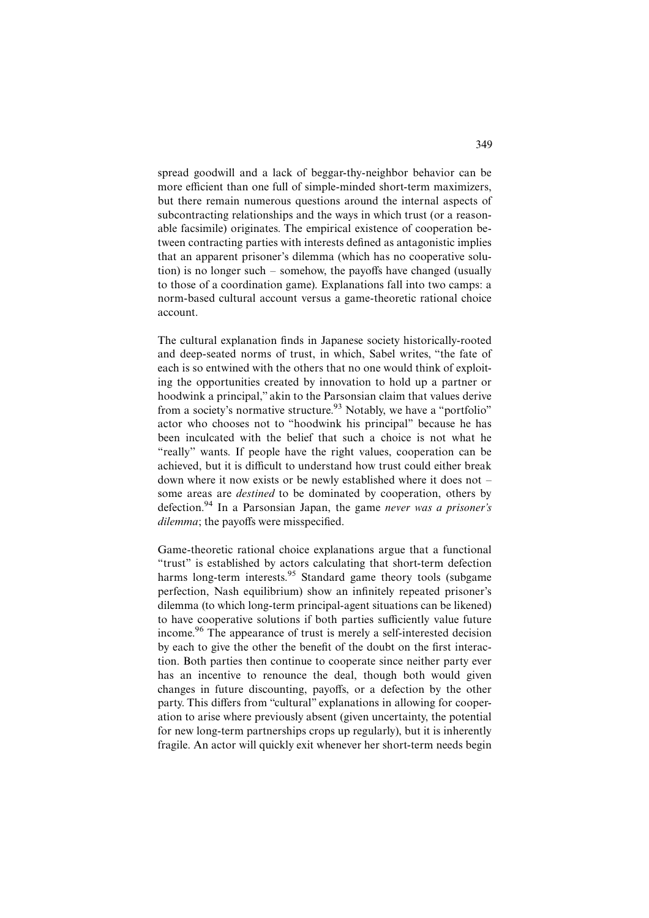spread goodwill and a lack of beggar-thy-neighbor behavior can be more efficient than one full of simple-minded short-term maximizers, but there remain numerous questions around the internal aspects of subcontracting relationships and the ways in which trust (or a reasonable facsimile) originates. The empirical existence of cooperation between contracting parties with interests defined as antagonistic implies that an apparent prisoner's dilemma (which has no cooperative solution) is no longer such – somehow, the payoffs have changed (usually to those of a coordination game). Explanations fall into two camps: a norm-based cultural account versus a game-theoretic rational choice account.

The cultural explanation finds in Japanese society historically-rooted and deep-seated norms of trust, in which, Sabel writes, "the fate of each is so entwined with the others that no one would think of exploiting the opportunities created by innovation to hold up a partner or hoodwink a principal," akin to the Parsonsian claim that values derive from a society's normative structure.[93] Notably, we have a "portfolio" actor who chooses not to "hoodwink his principal" because he has been inculcated with the belief that such a choice is not what he "really" wants. If people have the right values, cooperation can be achieved, but it is difficult to understand how trust could either break down where it now exists or be newly established where it does not – some areas are *destined* to be dominated by cooperation, others by defection.[94] In a Parsonsian Japan, the game *never was a prisoner's dilemma*; the payoffs were misspecified.

Game-theoretic rational choice explanations argue that a functional "trust" is established by actors calculating that short-term defection harms long-term interests.[95] Standard game theory tools (subgame perfection, Nash equilibrium) show an infinitely repeated prisoner's dilemma (to which long-term principal-agent situations can be likened) to have cooperative solutions if both parties sufficiently value future income.[96] The appearance of trust is merely a self-interested decision by each to give the other the benefit of the doubt on the first interaction. Both parties then continue to cooperate since neither party ever has an incentive to renounce the deal, though both would given changes in future discounting, payoffs, or a defection by the other party. This differs from "cultural" explanations in allowing for cooperation to arise where previously absent (given uncertainty, the potential for new long-term partnerships crops up regularly), but it is inherently fragile. An actor will quickly exit whenever her short-term needs begin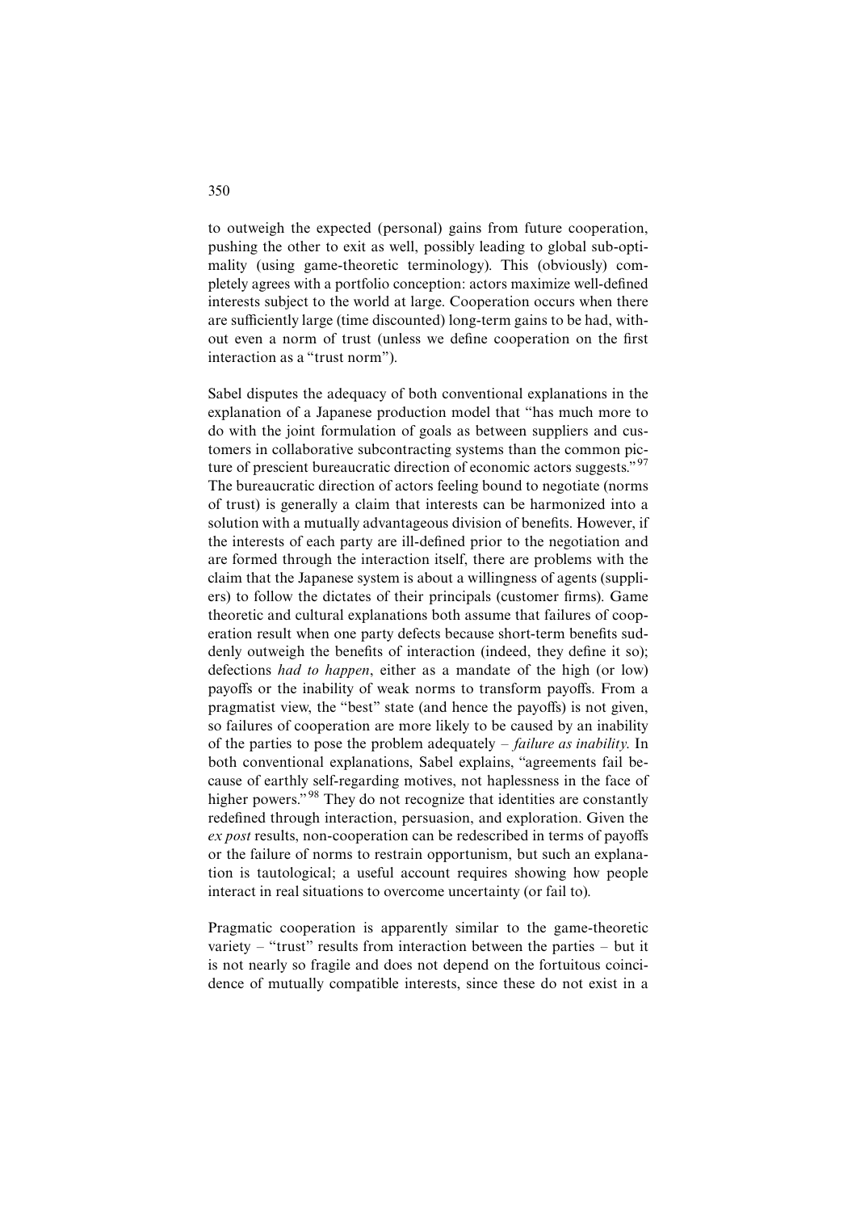to outweigh the expected (personal) gains from future cooperation, pushing the other to exit as well, possibly leading to global sub-optimality (using game-theoretic terminology). This (obviously) completely agrees with a portfolio conception: actors maximize well-defined interests subject to the world at large. Cooperation occurs when there are sufficiently large (time discounted) long-term gains to be had, without even a norm of trust (unless we define cooperation on the first interaction as a "trust norm").

Sabel disputes the adequacy of both conventional explanations in the explanation of a Japanese production model that "has much more to do with the joint formulation of goals as between suppliers and customers in collaborative subcontracting systems than the common picture of prescient bureaucratic direction of economic actors suggests."[97] The bureaucratic direction of actors feeling bound to negotiate (norms of trust) is generally a claim that interests can be harmonized into a solution with a mutually advantageous division of benefits. However, if the interests of each party are ill-defined prior to the negotiation and are formed through the interaction itself, there are problems with the claim that the Japanese system is about a willingness of agents (suppliers) to follow the dictates of their principals (customer firms). Game theoretic and cultural explanations both assume that failures of cooperation result when one party defects because short-term benefits suddenly outweigh the benefits of interaction (indeed, they define it so); defections *had to happen*, either as a mandate of the high (or low) payoffs or the inability of weak norms to transform payoffs. From a pragmatist view, the "best" state (and hence the payoffs) is not given, so failures of cooperation are more likely to be caused by an inability of the parties to pose the problem adequately – *failure as inability*. In both conventional explanations, Sabel explains, "agreements fail because of earthly self-regarding motives, not haplessness in the face of higher powers."[98] They do not recognize that identities are constantly redefined through interaction, persuasion, and exploration. Given the *ex post* results, non-cooperation can be redescribed in terms of payoffs or the failure of norms to restrain opportunism, but such an explanation is tautological; a useful account requires showing how people interact in real situations to overcome uncertainty (or fail to).

Pragmatic cooperation is apparently similar to the game-theoretic variety – "trust" results from interaction between the parties – but it is not nearly so fragile and does not depend on the fortuitous coincidence of mutually compatible interests, since these do not exist in a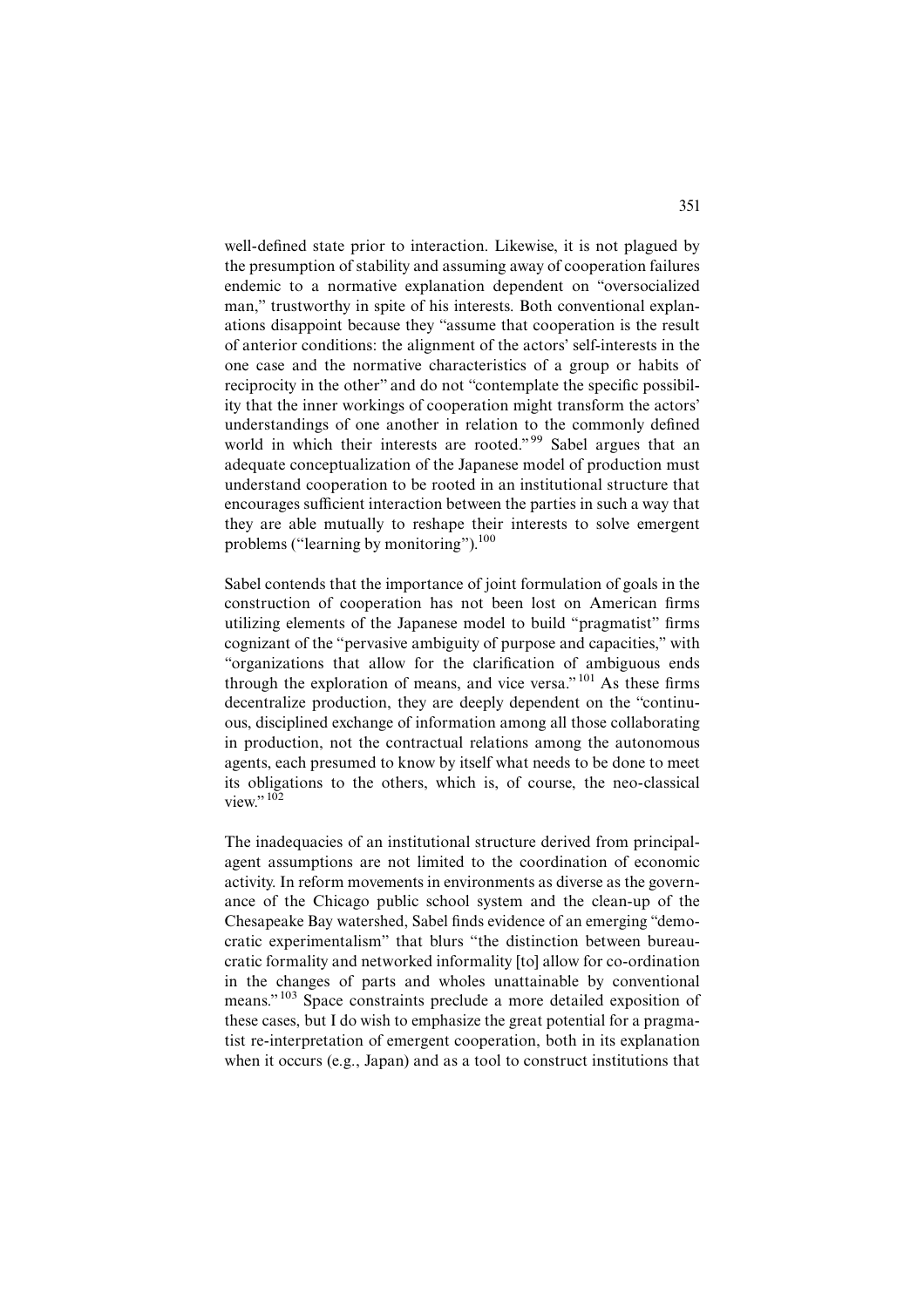well-defined state prior to interaction. Likewise, it is not plagued by the presumption of stability and assuming away of cooperation failures endemic to a normative explanation dependent on "oversocialized man," trustworthy in spite of his interests. Both conventional explanations disappoint because they "assume that cooperation is the result of anterior conditions: the alignment of the actors' self-interests in the one case and the normative characteristics of a group or habits of reciprocity in the other" and do not "contemplate the specific possibility that the inner workings of cooperation might transform the actors' understandings of one another in relation to the commonly defined world in which their interests are rooted."[99] Sabel argues that an adequate conceptualization of the Japanese model of production must understand cooperation to be rooted in an institutional structure that encourages sufficient interaction between the parties in such a way that they are able mutually to reshape their interests to solve emergent problems ("learning by monitoring").[100]

Sabel contends that the importance of joint formulation of goals in the construction of cooperation has not been lost on American firms utilizing elements of the Japanese model to build "pragmatist" firms cognizant of the "pervasive ambiguity of purpose and capacities," with "organizations that allow for the clarification of ambiguous ends through the exploration of means, and vice versa."[101] As these firms decentralize production, they are deeply dependent on the "continuous, disciplined exchange of information among all those collaborating in production, not the contractual relations among the autonomous agents, each presumed to know by itself what needs to be done to meet its obligations to the others, which is, of course, the neo-classical view."[102]

The inadequacies of an institutional structure derived from principal-agent assumptions are not limited to the coordination of economic activity. In reform movements in environments as diverse as the governance of the Chicago public school system and the clean-up of the Chesapeake Bay watershed, Sabel finds evidence of an emerging "democratic experimentalism" that blurs "the distinction between bureaucratic formality and networked informality [to] allow for co-ordination in the changes of parts and wholes unattainable by conventional means."[103] Space constraints preclude a more detailed exposition of these cases, but I do wish to emphasize the great potential for a pragmatist re-interpretation of emergent cooperation, both in its explanation when it occurs (e.g., Japan) and as a tool to construct institutions that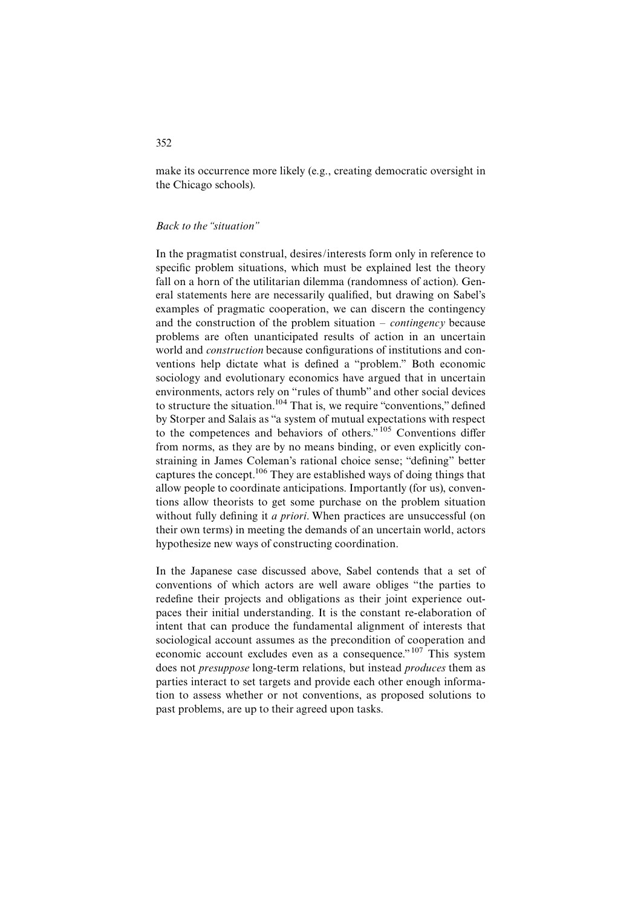make its occurrence more likely (e.g., creating democratic oversight in the Chicago schools).

### *Back to the "situation"*

In the pragmatist construal, desires/interests form only in reference to specific problem situations, which must be explained lest the theory fall on a horn of the utilitarian dilemma (randomness of action). General statements here are necessarily qualified, but drawing on Sabel's examples of pragmatic cooperation, we can discern the contingency and the construction of the problem situation – *contingency* because problems are often unanticipated results of action in an uncertain world and *construction* because configurations of institutions and conventions help dictate what is defined a "problem." Both economic sociology and evolutionary economics have argued that in uncertain environments, actors rely on "rules of thumb" and other social devices to structure the situation.[104] That is, we require "conventions," defined by Storper and Salais as "a system of mutual expectations with respect to the competences and behaviors of others."[105] Conventions differ from norms, as they are by no means binding, or even explicitly constraining in James Coleman's rational choice sense; "defining" better captures the concept.[106] They are established ways of doing things that allow people to coordinate anticipations. Importantly (for us), conventions allow theorists to get some purchase on the problem situation without fully defining it *a priori*. When practices are unsuccessful (on their own terms) in meeting the demands of an uncertain world, actors hypothesize new ways of constructing coordination.

In the Japanese case discussed above, Sabel contends that a set of conventions of which actors are well aware obliges "the parties to redefine their projects and obligations as their joint experience outpaces their initial understanding. It is the constant re-elaboration of intent that can produce the fundamental alignment of interests that sociological account assumes as the precondition of cooperation and economic account excludes even as a consequence."[107] This system does not *presuppose* long-term relations, but instead *produces* them as parties interact to set targets and provide each other enough information to assess whether or not conventions, as proposed solutions to past problems, are up to their agreed upon tasks.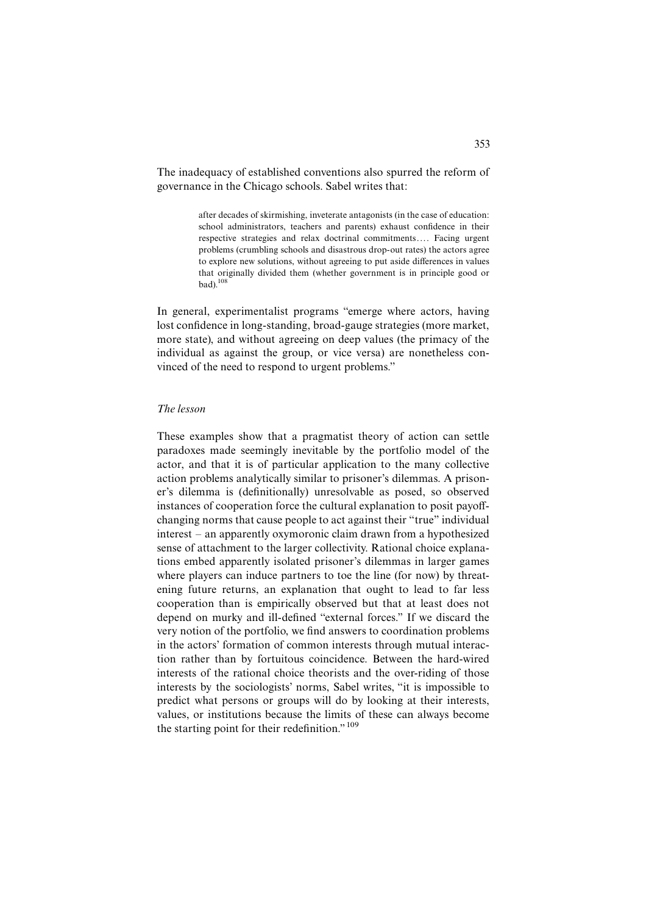The inadequacy of established conventions also spurred the reform of governance in the Chicago schools. Sabel writes that:

> after decades of skirmishing, inveterate antagonists (in the case of education: school administrators, teachers and parents) exhaust confidence in their respective strategies and relax doctrinal commitments.... Facing urgent problems (crumbling schools and disastrous drop-out rates) the actors agree to explore new solutions, without agreeing to put aside differences in values that originally divided them (whether government is in principle good or bad).[108]

In general, experimentalist programs "emerge where actors, having lost confidence in long-standing, broad-gauge strategies (more market, more state), and without agreeing on deep values (the primacy of the individual as against the group, or vice versa) are nonetheless convinced of the need to respond to urgent problems."

### *The lesson*

These examples show that a pragmatist theory of action can settle paradoxes made seemingly inevitable by the portfolio model of the actor, and that it is of particular application to the many collective action problems analytically similar to prisoner's dilemmas. A prisoner's dilemma is (definitionally) unresolvable as posed, so observed instances of cooperation force the cultural explanation to posit payoff-changing norms that cause people to act against their "true" individual interest – an apparently oxymoronic claim drawn from a hypothesized sense of attachment to the larger collectivity. Rational choice explanations embed apparently isolated prisoner's dilemmas in larger games where players can induce partners to toe the line (for now) by threatening future returns, an explanation that ought to lead to far less cooperation than is empirically observed but that at least does not depend on murky and ill-defined "external forces." If we discard the very notion of the portfolio, we find answers to coordination problems in the actors' formation of common interests through mutual interaction rather than by fortuitous coincidence. Between the hard-wired interests of the rational choice theorists and the over-riding of those interests by the sociologists' norms, Sabel writes, "it is impossible to predict what persons or groups will do by looking at their interests, values, or institutions because the limits of these can always become the starting point for their redefinition."[109]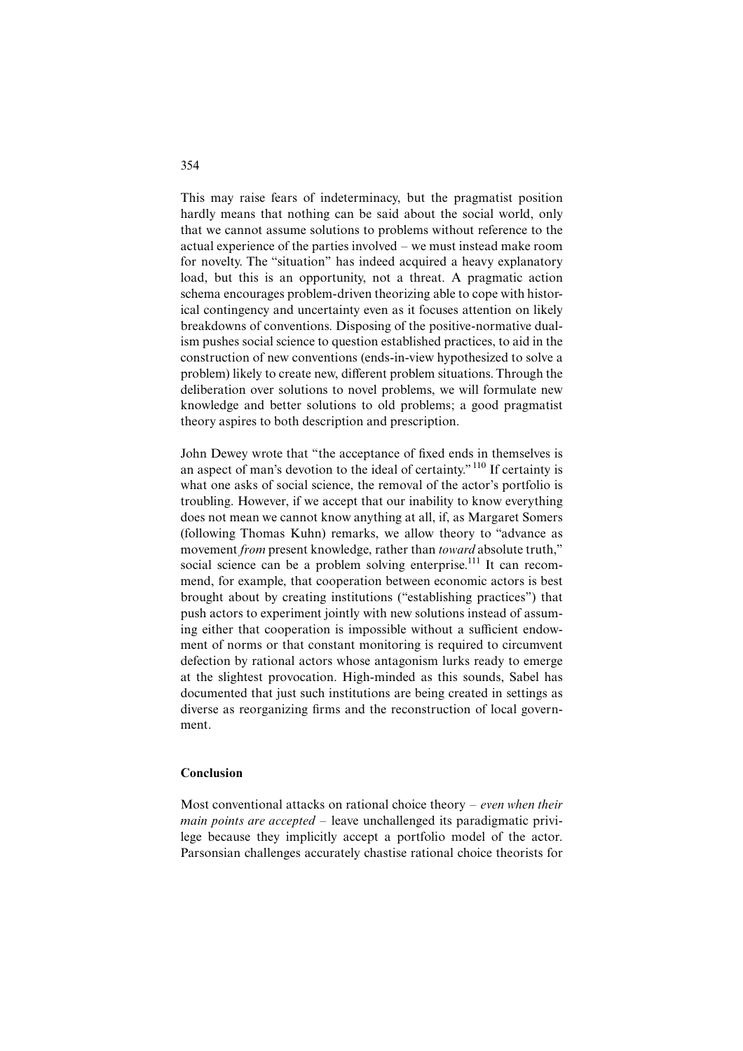This may raise fears of indeterminacy, but the pragmatist position hardly means that nothing can be said about the social world, only that we cannot assume solutions to problems without reference to the actual experience of the parties involved – we must instead make room for novelty. The "situation" has indeed acquired a heavy explanatory load, but this is an opportunity, not a threat. A pragmatic action schema encourages problem-driven theorizing able to cope with historical contingency and uncertainty even as it focuses attention on likely breakdowns of conventions. Disposing of the positive-normative dualism pushes social science to question established practices, to aid in the construction of new conventions (ends-in-view hypothesized to solve a problem) likely to create new, different problem situations. Through the deliberation over solutions to novel problems, we will formulate new knowledge and better solutions to old problems; a good pragmatist theory aspires to both description and prescription.

John Dewey wrote that "the acceptance of fixed ends in themselves is an aspect of man's devotion to the ideal of certainty."[110] If certainty is what one asks of social science, the removal of the actor's portfolio is troubling. However, if we accept that our inability to know everything does not mean we cannot know anything at all, if, as Margaret Somers (following Thomas Kuhn) remarks, we allow theory to "advance as movement *from* present knowledge, rather than *toward* absolute truth," social science can be a problem solving enterprise.[111] It can recommend, for example, that cooperation between economic actors is best brought about by creating institutions ("establishing practices") that push actors to experiment jointly with new solutions instead of assuming either that cooperation is impossible without a sufficient endowment of norms or that constant monitoring is required to circumvent defection by rational actors whose antagonism lurks ready to emerge at the slightest provocation. High-minded as this sounds, Sabel has documented that just such institutions are being created in settings as diverse as reorganizing firms and the reconstruction of local government.

## Conclusion

Most conventional attacks on rational choice theory – *even when their main points are accepted* – leave unchallenged its paradigmatic privilege because they implicitly accept a portfolio model of the actor. Parsonsian challenges accurately chastise rational choice theorists for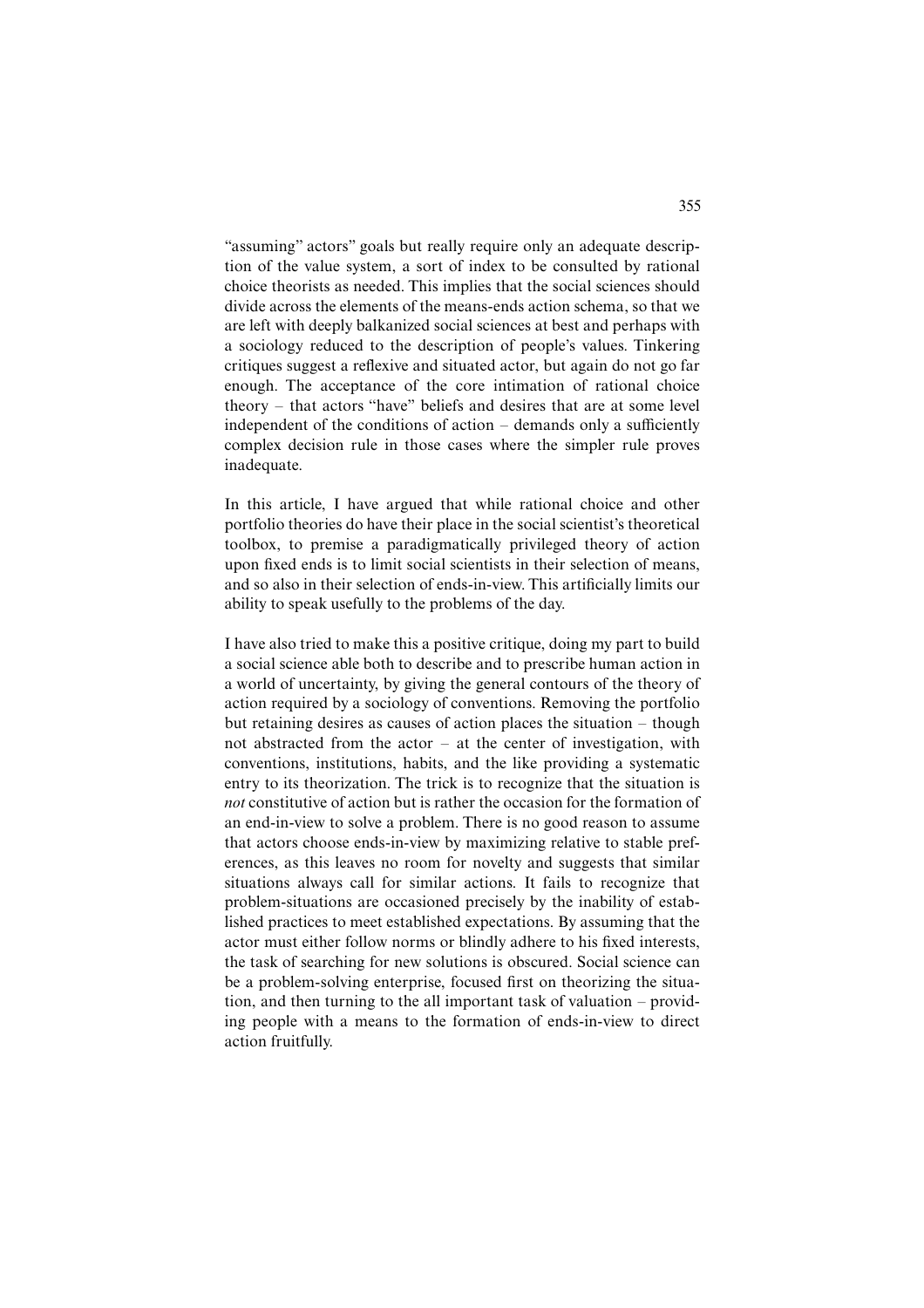"assuming" actors' goals but really require only an adequate description of the value system, a sort of index to be consulted by rational choice theorists as needed. This implies that the social sciences should divide across the elements of the means-ends action schema, so that we are left with deeply balkanized social sciences at best and perhaps with a sociology reduced to the description of people's values. Tinkering critiques suggest a reflexive and situated actor, but again do not go far enough. The acceptance of the core intimation of rational choice theory – that actors "have" beliefs and desires that are at some level independent of the conditions of action – demands only a sufficiently complex decision rule in those cases where the simpler rule proves inadequate.

In this article, I have argued that while rational choice and other portfolio theories do have their place in the social scientist's theoretical toolbox, to premise a paradigmatically privileged theory of action upon fixed ends is to limit social scientists in their selection of means, and so also in their selection of ends-in-view. This artificially limits our ability to speak usefully to the problems of the day.

I have also tried to make this a positive critique, doing my part to build a social science able both to describe and to prescribe human action in a world of uncertainty, by giving the general contours of the theory of action required by a sociology of conventions. Removing the portfolio but retaining desires as causes of action places the situation – though not abstracted from the actor – at the center of investigation, with conventions, institutions, habits, and the like providing a systematic entry to its theorization. The trick is to recognize that the situation is *not* constitutive of action but is rather the occasion for the formation of an end-in-view to solve a problem. There is no good reason to assume that actors choose ends-in-view by maximizing relative to stable preferences, as this leaves no room for novelty and suggests that similar situations always call for similar actions. It fails to recognize that problem-situations are occasioned precisely by the inability of established practices to meet established expectations. By assuming that the actor must either follow norms or blindly adhere to his fixed interests, the task of searching for new solutions is obscured. Social science can be a problem-solving enterprise, focused first on theorizing the situation, and then turning to the all important task of valuation – providing people with a means to the formation of ends-in-view to direct action fruitfully.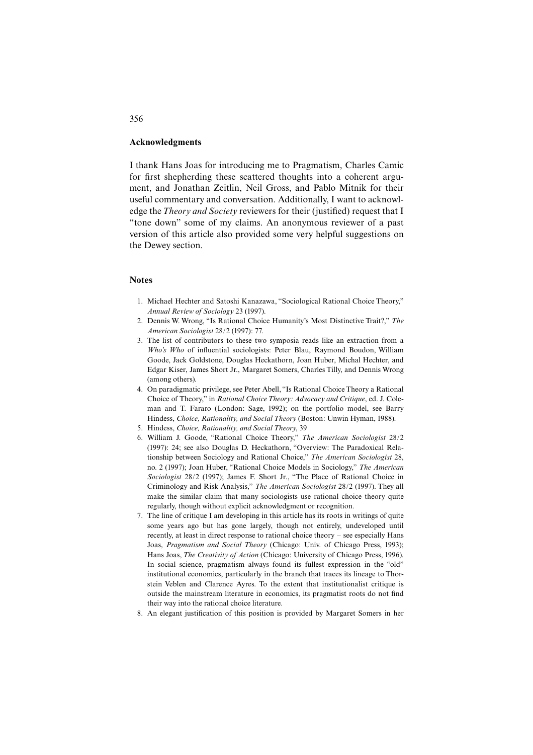## Acknowledgments

I thank Hans Joas for introducing me to Pragmatism, Charles Camic for first shepherding these scattered thoughts into a coherent argument, and Jonathan Zeitlin, Neil Gross, and Pablo Mitnik for their useful commentary and conversation. Additionally, I want to acknowledge the *Theory and Society* reviewers for their (justified) request that I "tone down" some of my claims. An anonymous reviewer of a past version of this article also provided some very helpful suggestions on the Dewey section.

## Notes

1. Michael Hechter and Satoshi Kanazawa, "Sociological Rational Choice Theory," *Annual Review of Sociology* 23 (1997).
2. Dennis W. Wrong, "Is Rational Choice Humanity's Most Distinctive Trait?," *The American Sociologist* 28/2 (1997): 77.
3. The list of contributors to these two symposia reads like an extraction from a *Who's Who* of influential sociologists: Peter Blau, Raymond Boudon, William Goode, Jack Goldstone, Douglas Heckathorn, Joan Huber, Michal Hechter, and Edgar Kiser, James Short Jr., Margaret Somers, Charles Tilly, and Dennis Wrong (among others).
4. On paradigmatic privilege, see Peter Abell, "Is Rational Choice Theory a Rational Choice of Theory," in *Rational Choice Theory: Advocacy and Critique*, ed. J. Coleman and T. Fararo (London: Sage, 1992); on the portfolio model, see Barry Hindess, *Choice, Rationality, and Social Theory* (Boston: Unwin Hyman, 1988).
5. Hindess, *Choice, Rationality, and Social Theory*, 39
6. William J. Goode, "Rational Choice Theory," *The American Sociologist* 28/2 (1997): 24; see also Douglas D. Heckathorn, "Overview: The Paradoxical Relationship between Sociology and Rational Choice," *The American Sociologist* 28, no. 2 (1997); Joan Huber, "Rational Choice Models in Sociology," *The American Sociologist* 28/2 (1997); James F. Short Jr., "The Place of Rational Choice in Criminology and Risk Analysis," *The American Sociologist* 28/2 (1997). They all make the similar claim that many sociologists use rational choice theory quite regularly, though without explicit acknowledgment or recognition.
7. The line of critique I am developing in this article has its roots in writings of quite some years ago but has gone largely, though not entirely, undeveloped until recently, at least in direct response to rational choice theory – see especially Hans Joas, *Pragmatism and Social Theory* (Chicago: Univ. of Chicago Press, 1993); Hans Joas, *The Creativity of Action* (Chicago: University of Chicago Press, 1996). In social science, pragmatism always found its fullest expression in the "old" institutional economics, particularly in the branch that traces its lineage to Thorstein Veblen and Clarence Ayres. To the extent that institutionalist critique is outside the mainstream literature in economics, its pragmatist roots do not find their way into the rational choice literature.
8. An elegant justification of this position is provided by Margaret Somers in her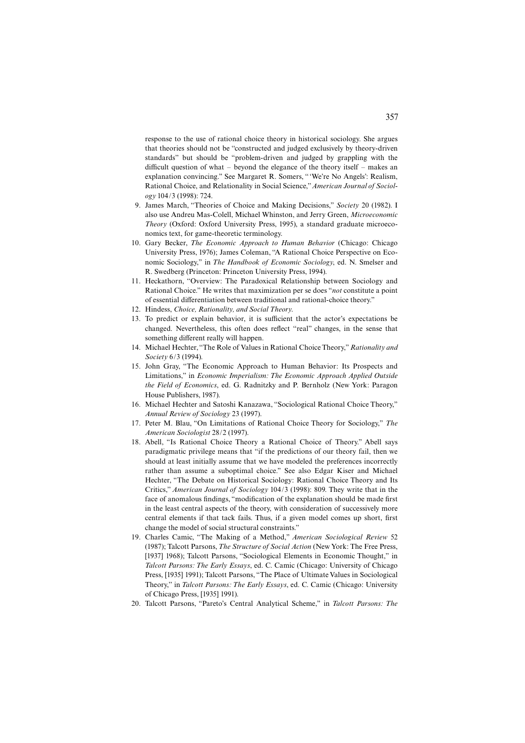response to the use of rational choice theory in historical sociology. She argues that theories should not be "constructed and judged exclusively by theory-driven standards" but should be "problem-driven and judged by grappling with the difficult question of what – beyond the elegance of the theory itself – makes an explanation convincing." See Margaret R. Somers, "'We're No Angels': Realism, Rational Choice, and Relationality in Social Science," *American Journal of Sociology* 104/3 (1998): 724.

9. James March, "Theories of Choice and Making Decisions," *Society* 20 (1982). I also use Andreu Mas-Colell, Michael Whinston, and Jerry Green, *Microeconomic Theory* (Oxford: Oxford University Press, 1995), a standard graduate microeconomics text, for game-theoretic terminology.
10. Gary Becker, *The Economic Approach to Human Behavior* (Chicago: Chicago University Press, 1976); James Coleman, "A Rational Choice Perspective on Economic Sociology," in *The Handbook of Economic Sociology*, ed. N. Smelser and R. Swedberg (Princeton: Princeton University Press, 1994).
11. Heckathorn, "Overview: The Paradoxical Relationship between Sociology and Rational Choice." He writes that maximization per se does "*not* constitute a point of essential differentiation between traditional and rational-choice theory."
12. Hindess, *Choice, Rationality, and Social Theory*.
13. To predict or explain behavior, it is sufficient that the actor's expectations be changed. Nevertheless, this often does reflect "real" changes, in the sense that something different really will happen.
14. Michael Hechter, "The Role of Values in Rational Choice Theory," *Rationality and Society* 6/3 (1994).
15. John Gray, "The Economic Approach to Human Behavior: Its Prospects and Limitations," in *Economic Imperialism: The Economic Approach Applied Outside the Field of Economics*, ed. G. Radnitzky and P. Bernholz (New York: Paragon House Publishers, 1987).
16. Michael Hechter and Satoshi Kanazawa, "Sociological Rational Choice Theory," *Annual Review of Sociology* 23 (1997).
17. Peter M. Blau, "On Limitations of Rational Choice Theory for Sociology," *The American Sociologist* 28/2 (1997).
18. Abell, "Is Rational Choice Theory a Rational Choice of Theory." Abell says paradigmatic privilege means that "if the predictions of our theory fail, then we should at least initially assume that we have modeled the preferences incorrectly rather than assume a suboptimal choice." See also Edgar Kiser and Michael Hechter, "The Debate on Historical Sociology: Rational Choice Theory and Its Critics," *American Journal of Sociology* 104/3 (1998): 809. They write that in the face of anomalous findings, "modification of the explanation should be made first in the least central aspects of the theory, with consideration of successively more central elements if that tack fails. Thus, if a given model comes up short, first change the model of social structural constraints."
19. Charles Camic, "The Making of a Method," *American Sociological Review* 52 (1987); Talcott Parsons, *The Structure of Social Action* (New York: The Free Press, [1937] 1968); Talcott Parsons, "Sociological Elements in Economic Thought," in *Talcott Parsons: The Early Essays*, ed. C. Camic (Chicago: University of Chicago Press, [1935] 1991); Talcott Parsons, "The Place of Ultimate Values in Sociological Theory," in *Talcott Parsons: The Early Essays*, ed. C. Camic (Chicago: University of Chicago Press, [1935] 1991).
20. Talcott Parsons, "Pareto's Central Analytical Scheme," in *Talcott Parsons: The*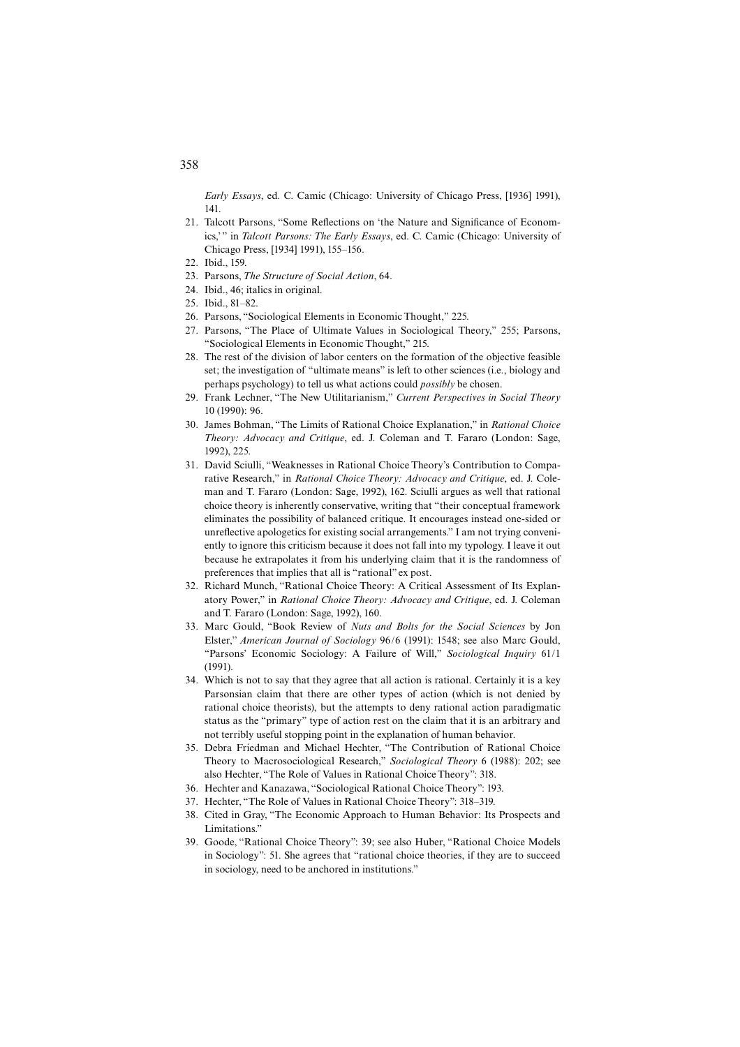*Early Essays*, ed. C. Camic (Chicago: University of Chicago Press, [1936] 1991), 141.

21. Talcott Parsons, "Some Reflections on 'the Nature and Significance of Economics,'" in *Talcott Parsons: The Early Essays*, ed. C. Camic (Chicago: University of Chicago Press, [1934] 1991), 155–156.
22. Ibid., 159.
23. Parsons, *The Structure of Social Action*, 64.
24. Ibid., 46; italics in original.
25. Ibid., 81–82.
26. Parsons, "Sociological Elements in Economic Thought," 225.
27. Parsons, "The Place of Ultimate Values in Sociological Theory," 255; Parsons, "Sociological Elements in Economic Thought," 215.
28. The rest of the division of labor centers on the formation of the objective feasible set; the investigation of "ultimate means" is left to other sciences (i.e., biology and perhaps psychology) to tell us what actions could *possibly* be chosen.
29. Frank Lechner, "The New Utilitarianism," *Current Perspectives in Social Theory* 10 (1990): 96.
30. James Bohman, "The Limits of Rational Choice Explanation," in *Rational Choice Theory: Advocacy and Critique*, ed. J. Coleman and T. Fararo (London: Sage, 1992), 225.
31. David Sciulli, "Weaknesses in Rational Choice Theory's Contribution to Comparative Research," in *Rational Choice Theory: Advocacy and Critique*, ed. J. Coleman and T. Fararo (London: Sage, 1992), 162. Sciulli argues as well that rational choice theory is inherently conservative, writing that "their conceptual framework eliminates the possibility of balanced critique. It encourages instead one-sided or unreflective apologetics for existing social arrangements." I am not trying conveniently to ignore this criticism because it does not fall into my typology. I leave it out because he extrapolates it from his underlying claim that it is the randomness of preferences that implies that all is "rational" ex post.
32. Richard Munch, "Rational Choice Theory: A Critical Assessment of Its Explanatory Power," in *Rational Choice Theory: Advocacy and Critique*, ed. J. Coleman and T. Fararo (London: Sage, 1992), 160.
33. Marc Gould, "Book Review of *Nuts and Bolts for the Social Sciences* by Jon Elster," *American Journal of Sociology* 96/6 (1991): 1548; see also Marc Gould, "Parsons' Economic Sociology: A Failure of Will," *Sociological Inquiry* 61/1 (1991).
34. Which is not to say that they agree that all action is rational. Certainly it is a key Parsonsian claim that there are other types of action (which is not denied by rational choice theorists), but the attempts to deny rational action paradigmatic status as the "primary" type of action rest on the claim that it is an arbitrary and not terribly useful stopping point in the explanation of human behavior.
35. Debra Friedman and Michael Hechter, "The Contribution of Rational Choice Theory to Macrosociological Research," *Sociological Theory* 6 (1988): 202; see also Hechter, "The Role of Values in Rational Choice Theory": 318.
36. Hechter and Kanazawa, "Sociological Rational Choice Theory": 193.
37. Hechter, "The Role of Values in Rational Choice Theory": 318–319.
38. Cited in Gray, "The Economic Approach to Human Behavior: Its Prospects and Limitations."
39. Goode, "Rational Choice Theory": 39; see also Huber, "Rational Choice Models in Sociology": 51. She agrees that "rational choice theories, if they are to succeed in sociology, need to be anchored in institutions."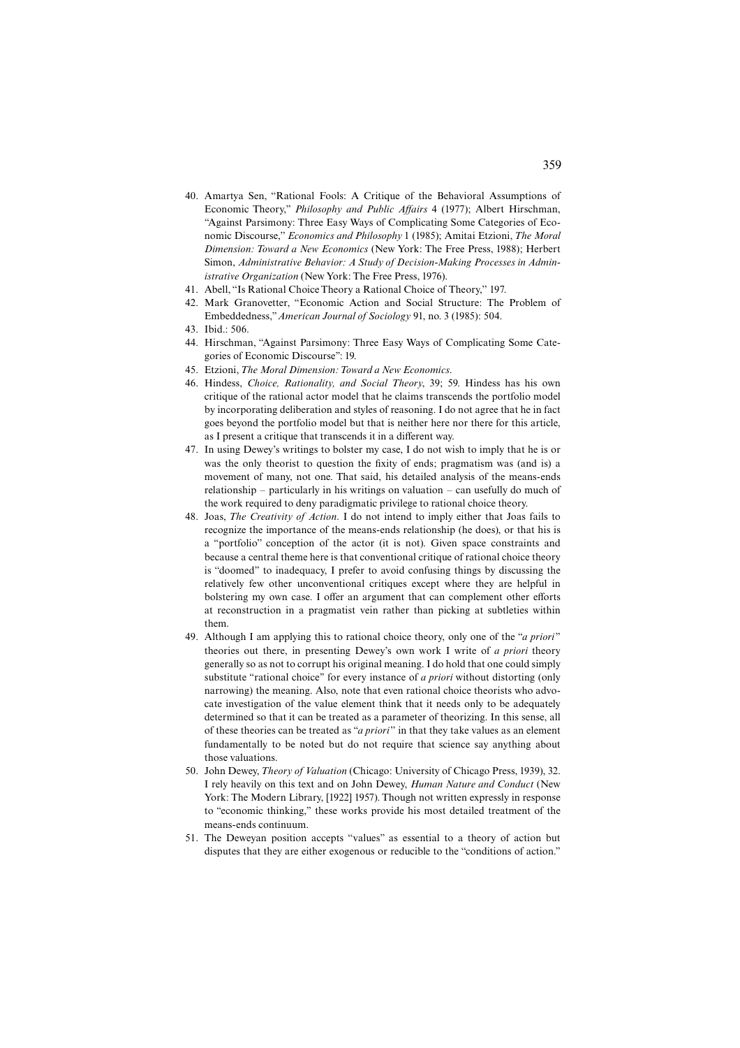40. Amartya Sen, "Rational Fools: A Critique of the Behavioral Assumptions of Economic Theory," *Philosophy and Public Affairs* 4 (1977); Albert Hirschman, "Against Parsimony: Three Easy Ways of Complicating Some Categories of Economic Discourse," *Economics and Philosophy* 1 (1985); Amitai Etzioni, *The Moral Dimension: Toward a New Economics* (New York: The Free Press, 1988); Herbert Simon, *Administrative Behavior: A Study of Decision-Making Processes in Administrative Organization* (New York: The Free Press, 1976).
41. Abell, "Is Rational Choice Theory a Rational Choice of Theory," 197.
42. Mark Granovetter, "Economic Action and Social Structure: The Problem of Embeddedness," *American Journal of Sociology* 91, no. 3 (1985): 504.
43. Ibid.: 506.
44. Hirschman, "Against Parsimony: Three Easy Ways of Complicating Some Categories of Economic Discourse": 19.
45. Etzioni, *The Moral Dimension: Toward a New Economics*.
46. Hindess, *Choice, Rationality, and Social Theory*, 39; 59. Hindess has his own critique of the rational actor model that he claims transcends the portfolio model by incorporating deliberation and styles of reasoning. I do not agree that he in fact goes beyond the portfolio model but that is neither here nor there for this article, as I present a critique that transcends it in a different way.
47. In using Dewey's writings to bolster my case, I do not wish to imply that he is or was the only theorist to question the fixity of ends; pragmatism was (and is) a movement of many, not one. That said, his detailed analysis of the means-ends relationship – particularly in his writings on valuation – can usefully do much of the work required to deny paradigmatic privilege to rational choice theory.
48. Joas, *The Creativity of Action*. I do not intend to imply either that Joas fails to recognize the importance of the means-ends relationship (he does), or that his is a "portfolio" conception of the actor (it is not). Given space constraints and because a central theme here is that conventional critique of rational choice theory is "doomed" to inadequacy, I prefer to avoid confusing things by discussing the relatively few other unconventional critiques except where they are helpful in bolstering my own case. I offer an argument that can complement other efforts at reconstruction in a pragmatist vein rather than picking at subtleties within them.
49. Although I am applying this to rational choice theory, only one of the "*a priori*" theories out there, in presenting Dewey's own work I write of *a priori* theory generally so as not to corrupt his original meaning. I do hold that one could simply substitute "rational choice" for every instance of *a priori* without distorting (only narrowing) the meaning. Also, note that even rational choice theorists who advocate investigation of the value element think that it needs only to be adequately determined so that it can be treated as a parameter of theorizing. In this sense, all of these theories can be treated as "*a priori*" in that they take values as an element fundamentally to be noted but do not require that science say anything about those valuations.
50. John Dewey, *Theory of Valuation* (Chicago: University of Chicago Press, 1939), 32. I rely heavily on this text and on John Dewey, *Human Nature and Conduct* (New York: The Modern Library, [1922] 1957). Though not written expressly in response to "economic thinking," these works provide his most detailed treatment of the means-ends continuum.
51. The Deweyan position accepts "values" as essential to a theory of action but disputes that they are either exogenous or reducible to the "conditions of action."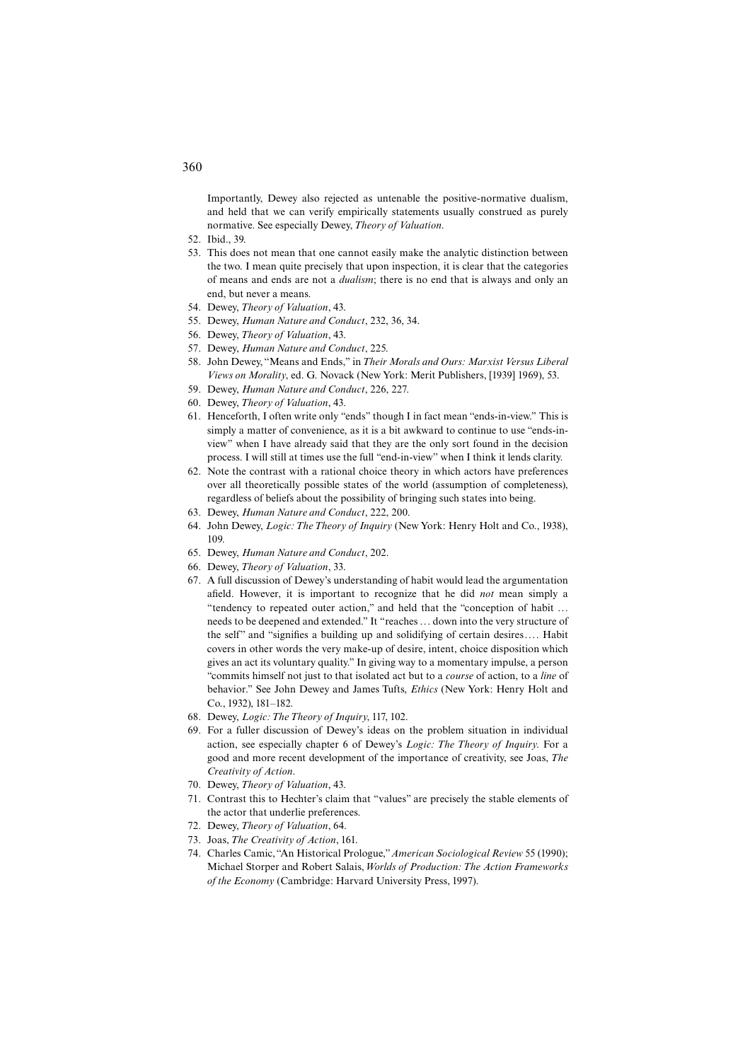Importantly, Dewey also rejected as untenable the positive-normative dualism, and held that we can verify empirically statements usually construed as purely normative. See especially Dewey, *Theory of Valuation*.

52. Ibid., 39.
53. This does not mean that one cannot easily make the analytic distinction between the two. I mean quite precisely that upon inspection, it is clear that the categories of means and ends are not a *dualism*; there is no end that is always and only an end, but never a means.
54. Dewey, *Theory of Valuation*, 43.
55. Dewey, *Human Nature and Conduct*, 232, 36, 34.
56. Dewey, *Theory of Valuation*, 43.
57. Dewey, *Human Nature and Conduct*, 225.
58. John Dewey, "Means and Ends," in *Their Morals and Ours: Marxist Versus Liberal Views on Morality*, ed. G. Novack (New York: Merit Publishers, [1939] 1969), 53.
59. Dewey, *Human Nature and Conduct*, 226, 227.
60. Dewey, *Theory of Valuation*, 43.
61. Henceforth, I often write only "ends" though I in fact mean "ends-in-view." This is simply a matter of convenience, as it is a bit awkward to continue to use "ends-in-view" when I have already said that they are the only sort found in the decision process. I will still at times use the full "end-in-view" when I think it lends clarity.
62. Note the contrast with a rational choice theory in which actors have preferences over all theoretically possible states of the world (assumption of completeness), regardless of beliefs about the possibility of bringing such states into being.
63. Dewey, *Human Nature and Conduct*, 222, 200.
64. John Dewey, *Logic: The Theory of Inquiry* (New York: Henry Holt and Co., 1938), 109.
65. Dewey, *Human Nature and Conduct*, 202.
66. Dewey, *Theory of Valuation*, 33.
67. A full discussion of Dewey's understanding of habit would lead the argumentation afield. However, it is important to recognize that he did *not* mean simply a "tendency to repeated outer action," and held that the "conception of habit … needs to be deepened and extended." It "reaches … down into the very structure of the self" and "signifies a building up and solidifying of certain desires…. Habit covers in other words the very make-up of desire, intent, choice disposition which gives an act its voluntary quality." In giving way to a momentary impulse, a person "commits himself not just to that isolated act but to a *course* of action, to a *line* of behavior." See John Dewey and James Tufts, *Ethics* (New York: Henry Holt and Co., 1932), 181–182.
68. Dewey, *Logic: The Theory of Inquiry*, 117, 102.
69. For a fuller discussion of Dewey's ideas on the problem situation in individual action, see especially chapter 6 of Dewey's *Logic: The Theory of Inquiry*. For a good and more recent development of the importance of creativity, see Joas, *The Creativity of Action*.
70. Dewey, *Theory of Valuation*, 43.
71. Contrast this to Hechter's claim that "values" are precisely the stable elements of the actor that underlie preferences.
72. Dewey, *Theory of Valuation*, 64.
73. Joas, *The Creativity of Action*, 161.
74. Charles Camic, "An Historical Prologue," *American Sociological Review* 55 (1990); Michael Storper and Robert Salais, *Worlds of Production: The Action Frameworks of the Economy* (Cambridge: Harvard University Press, 1997).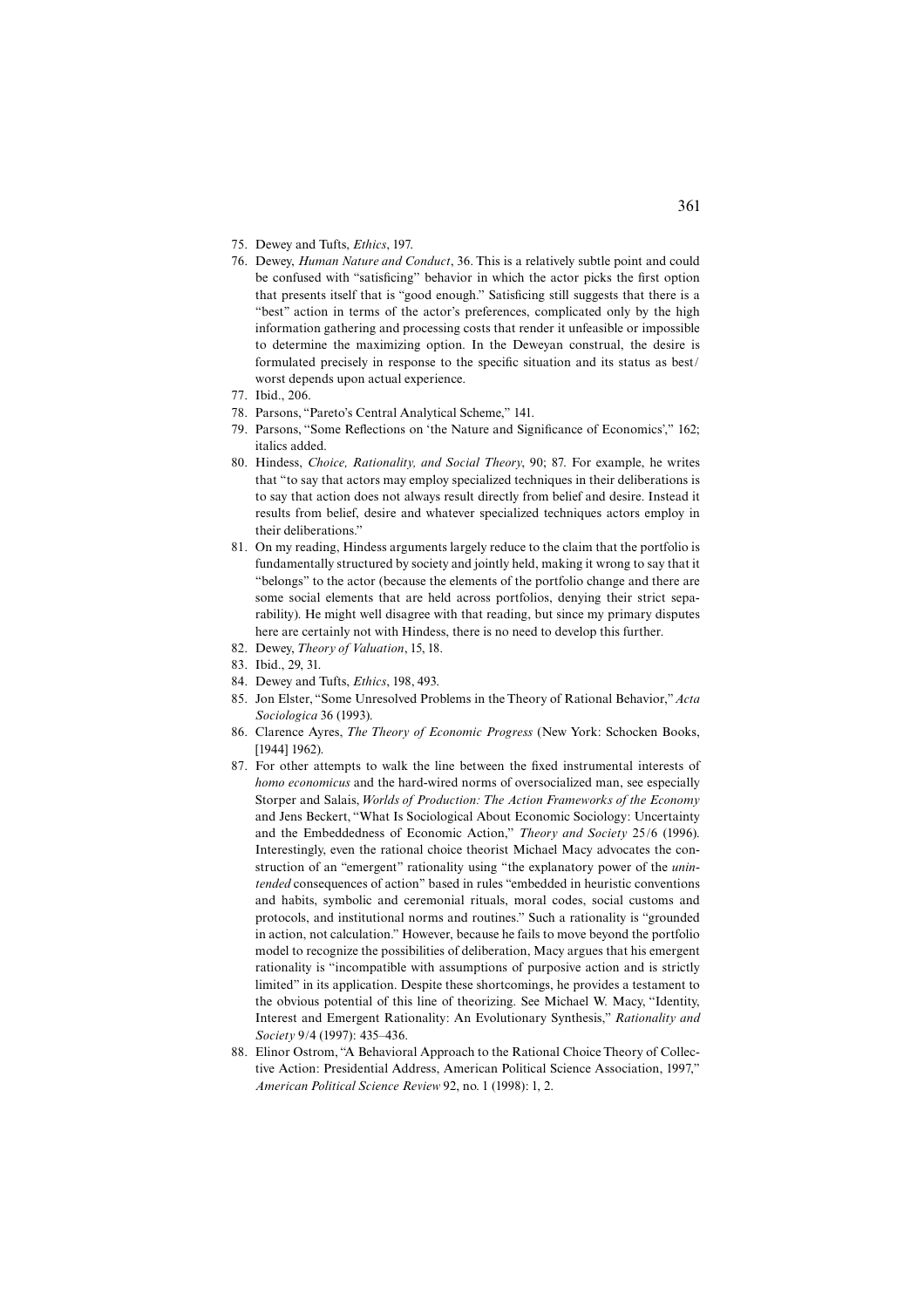75. Dewey and Tufts, *Ethics*, 197.
76. Dewey, *Human Nature and Conduct*, 36. This is a relatively subtle point and could be confused with "satisficing" behavior in which the actor picks the first option that presents itself that is "good enough." Satisficing still suggests that there is a "best" action in terms of the actor's preferences, complicated only by the high information gathering and processing costs that render it unfeasible or impossible to determine the maximizing option. In the Deweyan construal, the desire is formulated precisely in response to the specific situation and its status as best/worst depends upon actual experience.
77. Ibid., 206.
78. Parsons, "Pareto's Central Analytical Scheme," 141.
79. Parsons, "Some Reflections on 'the Nature and Significance of Economics'," 162; italics added.
80. Hindess, *Choice, Rationality, and Social Theory*, 90; 87. For example, he writes that "to say that actors may employ specialized techniques in their deliberations is to say that action does not always result directly from belief and desire. Instead it results from belief, desire and whatever specialized techniques actors employ in their deliberations."
81. On my reading, Hindess arguments largely reduce to the claim that the portfolio is fundamentally structured by society and jointly held, making it wrong to say that it "belongs" to the actor (because the elements of the portfolio change and there are some social elements that are held across portfolios, denying their strict separability). He might well disagree with that reading, but since my primary disputes here are certainly not with Hindess, there is no need to develop this further.
82. Dewey, *Theory of Valuation*, 15, 18.
83. Ibid., 29, 31.
84. Dewey and Tufts, *Ethics*, 198, 493.
85. Jon Elster, "Some Unresolved Problems in the Theory of Rational Behavior," *Acta Sociologica* 36 (1993).
86. Clarence Ayres, *The Theory of Economic Progress* (New York: Schocken Books, [1944] 1962).
87. For other attempts to walk the line between the fixed instrumental interests of *homo economicus* and the hard-wired norms of oversocialized man, see especially Storper and Salais, *Worlds of Production: The Action Frameworks of the Economy* and Jens Beckert, "What Is Sociological About Economic Sociology: Uncertainty and the Embeddedness of Economic Action," *Theory and Society* 25/6 (1996). Interestingly, even the rational choice theorist Michael Macy advocates the construction of an "emergent" rationality using "the explanatory power of the *unintended* consequences of action" based in rules "embedded in heuristic conventions and habits, symbolic and ceremonial rituals, moral codes, social customs and protocols, and institutional norms and routines." Such a rationality is "grounded in action, not calculation." However, because he fails to move beyond the portfolio model to recognize the possibilities of deliberation, Macy argues that his emergent rationality is "incompatible with assumptions of purposive action and is strictly limited" in its application. Despite these shortcomings, he provides a testament to the obvious potential of this line of theorizing. See Michael W. Macy, "Identity, Interest and Emergent Rationality: An Evolutionary Synthesis," *Rationality and Society* 9/4 (1997): 435–436.
88. Elinor Ostrom, "A Behavioral Approach to the Rational Choice Theory of Collective Action: Presidential Address, American Political Science Association, 1997," *American Political Science Review* 92, no. 1 (1998): 1, 2.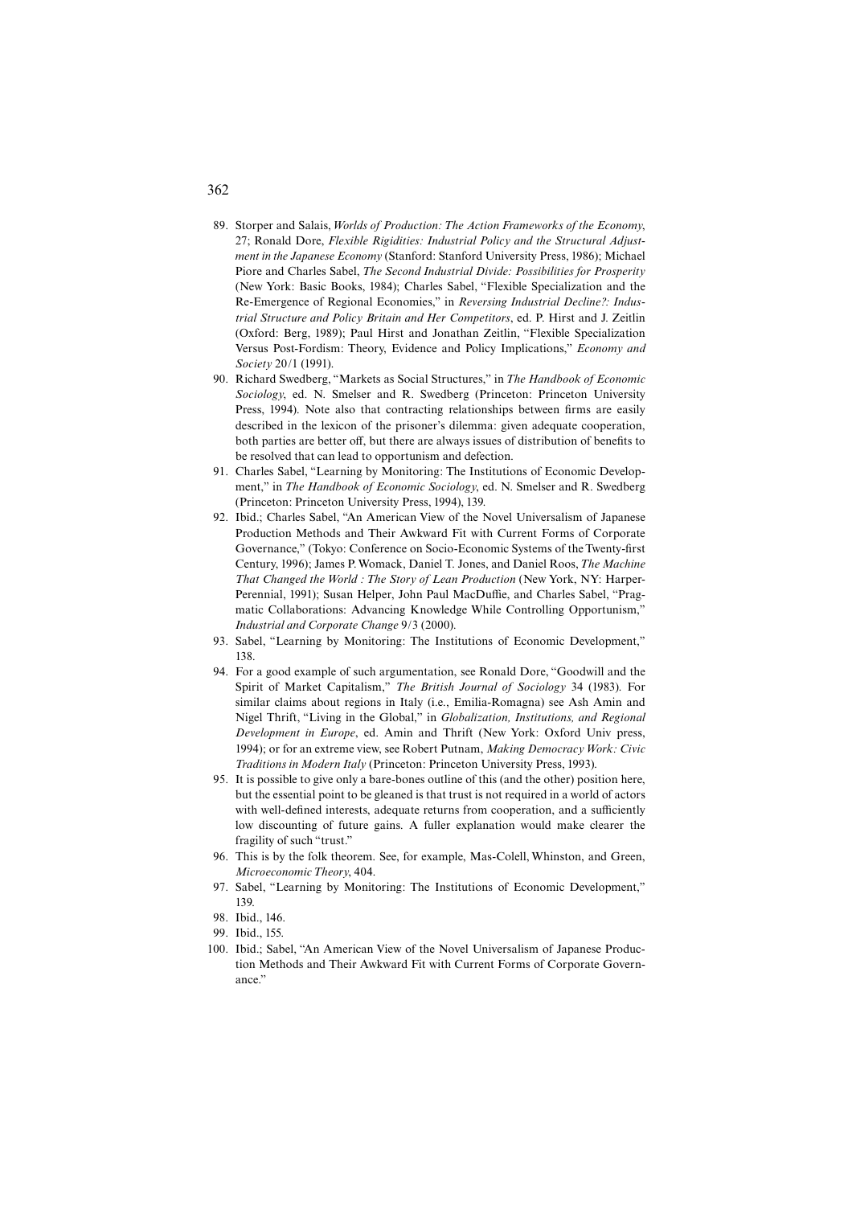89. Storper and Salais, *Worlds of Production: The Action Frameworks of the Economy*, 27; Ronald Dore, *Flexible Rigidities: Industrial Policy and the Structural Adjustment in the Japanese Economy* (Stanford: Stanford University Press, 1986); Michael Piore and Charles Sabel, *The Second Industrial Divide: Possibilities for Prosperity* (New York: Basic Books, 1984); Charles Sabel, "Flexible Specialization and the Re-Emergence of Regional Economies," in *Reversing Industrial Decline?: Industrial Structure and Policy Britain and Her Competitors*, ed. P. Hirst and J. Zeitlin (Oxford: Berg, 1989); Paul Hirst and Jonathan Zeitlin, "Flexible Specialization Versus Post-Fordism: Theory, Evidence and Policy Implications," *Economy and Society* 20/1 (1991).
90. Richard Swedberg, "Markets as Social Structures," in *The Handbook of Economic Sociology*, ed. N. Smelser and R. Swedberg (Princeton: Princeton University Press, 1994). Note also that contracting relationships between firms are easily described in the lexicon of the prisoner's dilemma: given adequate cooperation, both parties are better off, but there are always issues of distribution of benefits to be resolved that can lead to opportunism and defection.
91. Charles Sabel, "Learning by Monitoring: The Institutions of Economic Development," in *The Handbook of Economic Sociology*, ed. N. Smelser and R. Swedberg (Princeton: Princeton University Press, 1994), 139.
92. Ibid.; Charles Sabel, "An American View of the Novel Universalism of Japanese Production Methods and Their Awkward Fit with Current Forms of Corporate Governance," (Tokyo: Conference on Socio-Economic Systems of the Twenty-first Century, 1996); James P. Womack, Daniel T. Jones, and Daniel Roos, *The Machine That Changed the World : The Story of Lean Production* (New York, NY: HarperPerennial, 1991); Susan Helper, John Paul MacDuffie, and Charles Sabel, "Pragmatic Collaborations: Advancing Knowledge While Controlling Opportunism," *Industrial and Corporate Change* 9/3 (2000).
93. Sabel, "Learning by Monitoring: The Institutions of Economic Development," 138.
94. For a good example of such argumentation, see Ronald Dore, "Goodwill and the Spirit of Market Capitalism," *The British Journal of Sociology* 34 (1983). For similar claims about regions in Italy (i.e., Emilia-Romagna) see Ash Amin and Nigel Thrift, "Living in the Global," in *Globalization, Institutions, and Regional Development in Europe*, ed. Amin and Thrift (New York: Oxford Univ press, 1994); or for an extreme view, see Robert Putnam, *Making Democracy Work: Civic Traditions in Modern Italy* (Princeton: Princeton University Press, 1993).
95. It is possible to give only a bare-bones outline of this (and the other) position here, but the essential point to be gleaned is that trust is not required in a world of actors with well-defined interests, adequate returns from cooperation, and a sufficiently low discounting of future gains. A fuller explanation would make clearer the fragility of such "trust."
96. This is by the folk theorem. See, for example, Mas-Colell, Whinston, and Green, *Microeconomic Theory*, 404.
97. Sabel, "Learning by Monitoring: The Institutions of Economic Development," 139.
98. Ibid., 146.
99. Ibid., 155.
100. Ibid.; Sabel, "An American View of the Novel Universalism of Japanese Production Methods and Their Awkward Fit with Current Forms of Corporate Governance."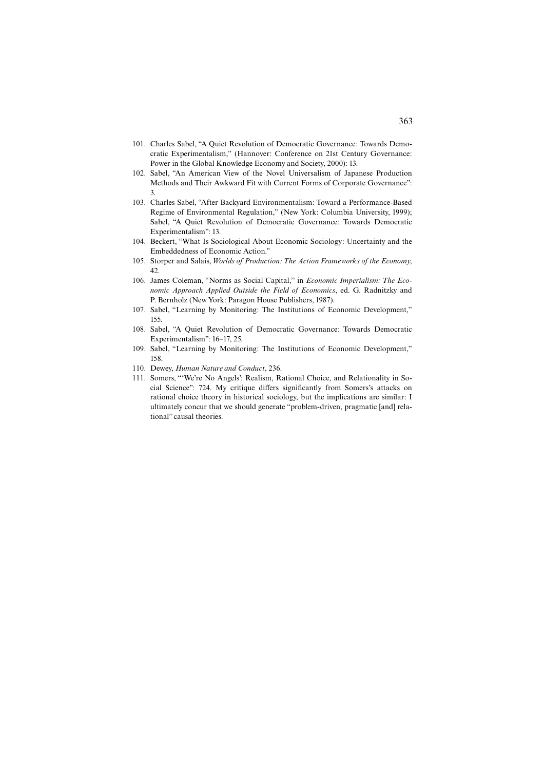101. Charles Sabel, "A Quiet Revolution of Democratic Governance: Towards Democratic Experimentalism," (Hannover: Conference on 21st Century Governance: Power in the Global Knowledge Economy and Society, 2000): 13.
102. Sabel, "An American View of the Novel Universalism of Japanese Production Methods and Their Awkward Fit with Current Forms of Corporate Governance": 3.
103. Charles Sabel, "After Backyard Environmentalism: Toward a Performance-Based Regime of Environmental Regulation," (New York: Columbia University, 1999); Sabel, "A Quiet Revolution of Democratic Governance: Towards Democratic Experimentalism": 13.
104. Beckert, "What Is Sociological About Economic Sociology: Uncertainty and the Embeddedness of Economic Action."
105. Storper and Salais, *Worlds of Production: The Action Frameworks of the Economy*, 42.
106. James Coleman, "Norms as Social Capital," in *Economic Imperialism: The Economic Approach Applied Outside the Field of Economics*, ed. G. Radnitzky and P. Bernholz (New York: Paragon House Publishers, 1987).
107. Sabel, "Learning by Monitoring: The Institutions of Economic Development," 155.
108. Sabel, "A Quiet Revolution of Democratic Governance: Towards Democratic Experimentalism": 16–17, 25.
109. Sabel, "Learning by Monitoring: The Institutions of Economic Development," 158.
110. Dewey, *Human Nature and Conduct*, 236.
111. Somers, "'We're No Angels': Realism, Rational Choice, and Relationality in Social Science": 724. My critique differs significantly from Somers's attacks on rational choice theory in historical sociology, but the implications are similar: I ultimately concur that we should generate "problem-driven, pragmatic [and] relational" causal theories.